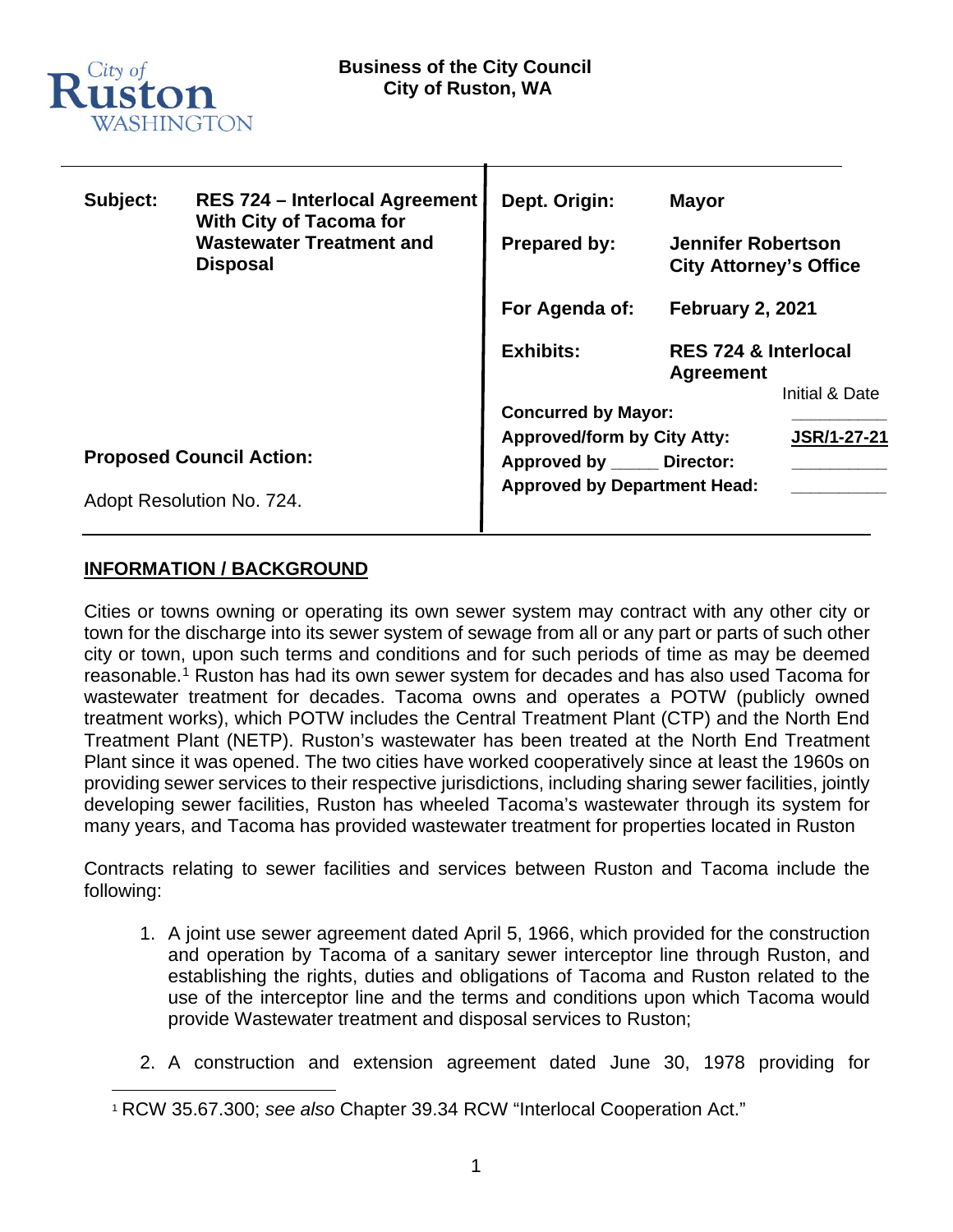City of Ruston WASHINGTON

**Business of the City Council**
**City of Ruston, WA**

| **Subject:** | **RES 724 – Interlocal Agreement With City of Tacoma for Wastewater Treatment and Disposal** | **Dept. Origin:** | **Mayor** |
|---|---|---|---|
| | | **Prepared by:** | **Jennifer Robertson City Attorney's Office** |
| | | **For Agenda of:** | **February 2, 2021** |
| | | **Exhibits:** | **RES 724 & Interlocal Agreement** |
| | | | Initial & Date |
| | | **Concurred by Mayor:** | ________ |
| **Proposed Council Action:** | | **Approved/form by City Atty:** | **JSR/1-27-21** |
| Adopt Resolution No. 724. | | **Approved by _____ Director:** | ________ |
| | | **Approved by Department Head:** | ________ |

## INFORMATION / BACKGROUND

Cities or towns owning or operating its own sewer system may contract with any other city or town for the discharge into its sewer system of sewage from all or any part or parts of such other city or town, upon such terms and conditions and for such periods of time as may be deemed reasonable.[1] Ruston has had its own sewer system for decades and has also used Tacoma for wastewater treatment for decades. Tacoma owns and operates a POTW (publicly owned treatment works), which POTW includes the Central Treatment Plant (CTP) and the North End Treatment Plant (NETP). Ruston's wastewater has been treated at the North End Treatment Plant since it was opened. The two cities have worked cooperatively since at least the 1960s on providing sewer services to their respective jurisdictions, including sharing sewer facilities, jointly developing sewer facilities, Ruston has wheeled Tacoma's wastewater through its system for many years, and Tacoma has provided wastewater treatment for properties located in Ruston

Contracts relating to sewer facilities and services between Ruston and Tacoma include the following:

1. A joint use sewer agreement dated April 5, 1966, which provided for the construction and operation by Tacoma of a sanitary sewer interceptor line through Ruston, and establishing the rights, duties and obligations of Tacoma and Ruston related to the use of the interceptor line and the terms and conditions upon which Tacoma would provide Wastewater treatment and disposal services to Ruston;

2. A construction and extension agreement dated June 30, 1978 providing for

[1] RCW 35.67.300; *see also* Chapter 39.34 RCW "Interlocal Cooperation Act."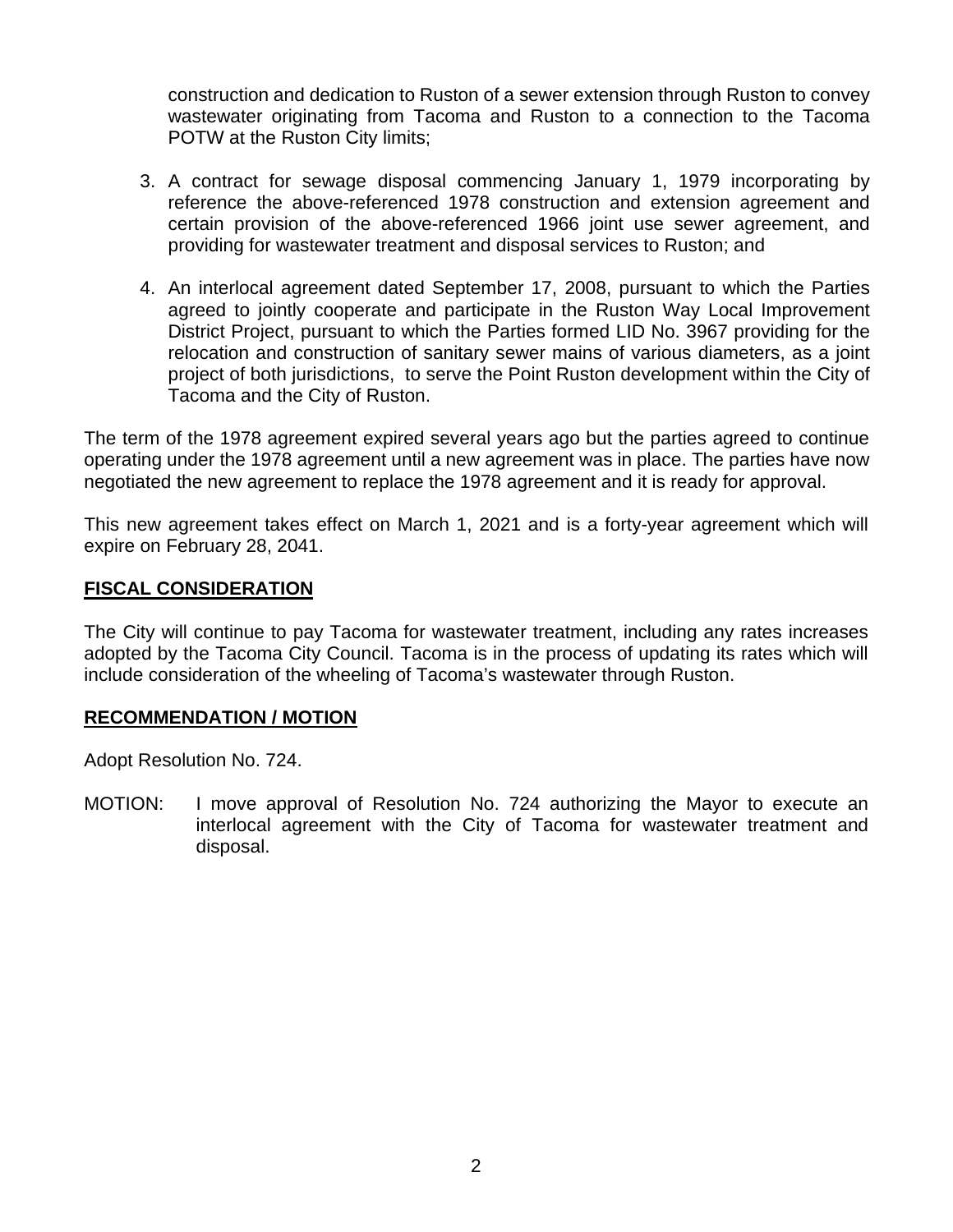construction and dedication to Ruston of a sewer extension through Ruston to convey wastewater originating from Tacoma and Ruston to a connection to the Tacoma POTW at the Ruston City limits;

3. A contract for sewage disposal commencing January 1, 1979 incorporating by reference the above-referenced 1978 construction and extension agreement and certain provision of the above-referenced 1966 joint use sewer agreement, and providing for wastewater treatment and disposal services to Ruston; and

4. An interlocal agreement dated September 17, 2008, pursuant to which the Parties agreed to jointly cooperate and participate in the Ruston Way Local Improvement District Project, pursuant to which the Parties formed LID No. 3967 providing for the relocation and construction of sanitary sewer mains of various diameters, as a joint project of both jurisdictions, to serve the Point Ruston development within the City of Tacoma and the City of Ruston.

The term of the 1978 agreement expired several years ago but the parties agreed to continue operating under the 1978 agreement until a new agreement was in place. The parties have now negotiated the new agreement to replace the 1978 agreement and it is ready for approval.

This new agreement takes effect on March 1, 2021 and is a forty-year agreement which will expire on February 28, 2041.

## FISCAL CONSIDERATION

The City will continue to pay Tacoma for wastewater treatment, including any rates increases adopted by the Tacoma City Council. Tacoma is in the process of updating its rates which will include consideration of the wheeling of Tacoma's wastewater through Ruston.

## RECOMMENDATION / MOTION

Adopt Resolution No. 724.

MOTION: I move approval of Resolution No. 724 authorizing the Mayor to execute an interlocal agreement with the City of Tacoma for wastewater treatment and disposal.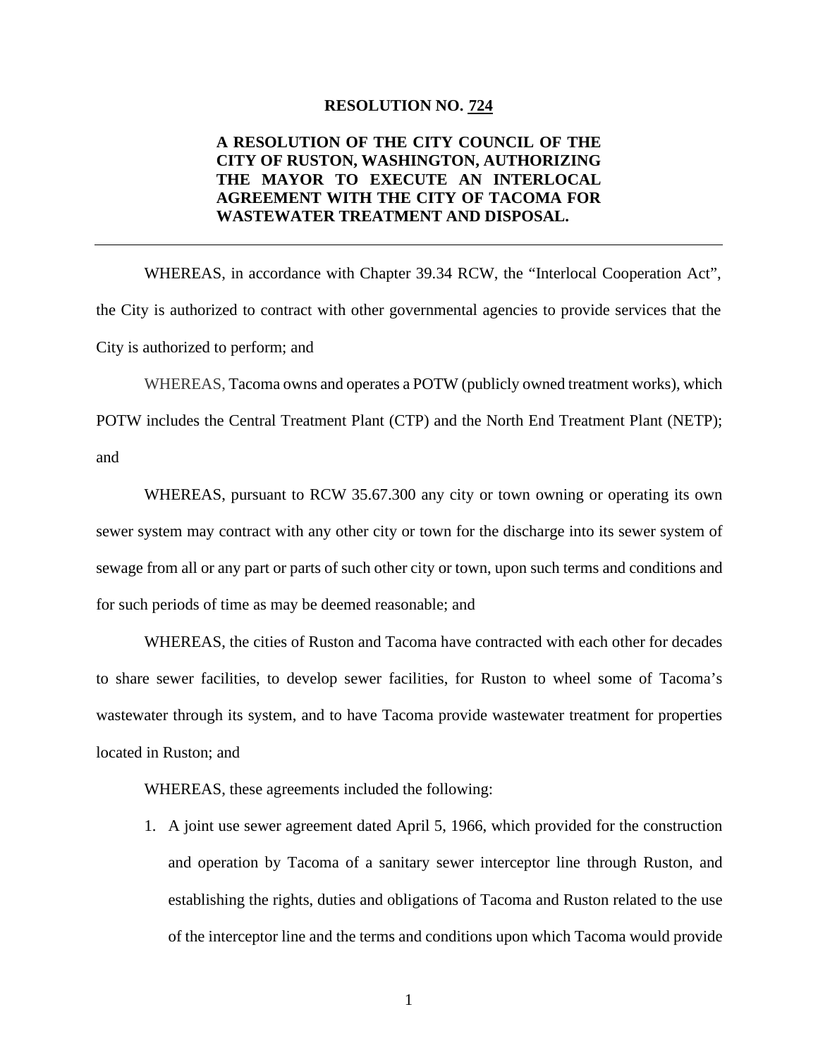**RESOLUTION NO. 724**

**A RESOLUTION OF THE CITY COUNCIL OF THE CITY OF RUSTON, WASHINGTON, AUTHORIZING THE MAYOR TO EXECUTE AN INTERLOCAL AGREEMENT WITH THE CITY OF TACOMA FOR WASTEWATER TREATMENT AND DISPOSAL.**

---

WHEREAS, in accordance with Chapter 39.34 RCW, the "Interlocal Cooperation Act", the City is authorized to contract with other governmental agencies to provide services that the City is authorized to perform; and

WHEREAS, Tacoma owns and operates a POTW (publicly owned treatment works), which POTW includes the Central Treatment Plant (CTP) and the North End Treatment Plant (NETP); and

WHEREAS, pursuant to RCW 35.67.300 any city or town owning or operating its own sewer system may contract with any other city or town for the discharge into its sewer system of sewage from all or any part or parts of such other city or town, upon such terms and conditions and for such periods of time as may be deemed reasonable; and

WHEREAS, the cities of Ruston and Tacoma have contracted with each other for decades to share sewer facilities, to develop sewer facilities, for Ruston to wheel some of Tacoma's wastewater through its system, and to have Tacoma provide wastewater treatment for properties located in Ruston; and

WHEREAS, these agreements included the following:

1. A joint use sewer agreement dated April 5, 1966, which provided for the construction and operation by Tacoma of a sanitary sewer interceptor line through Ruston, and establishing the rights, duties and obligations of Tacoma and Ruston related to the use of the interceptor line and the terms and conditions upon which Tacoma would provide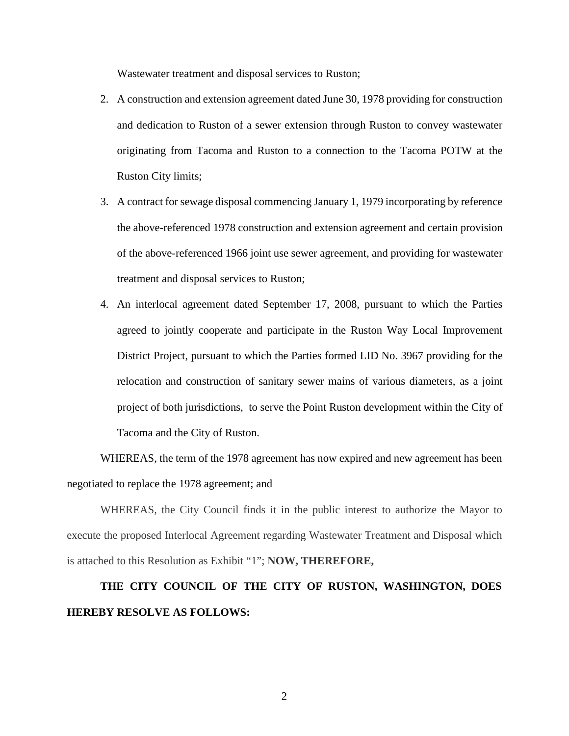Wastewater treatment and disposal services to Ruston;

2. A construction and extension agreement dated June 30, 1978 providing for construction and dedication to Ruston of a sewer extension through Ruston to convey wastewater originating from Tacoma and Ruston to a connection to the Tacoma POTW at the Ruston City limits;
3. A contract for sewage disposal commencing January 1, 1979 incorporating by reference the above-referenced 1978 construction and extension agreement and certain provision of the above-referenced 1966 joint use sewer agreement, and providing for wastewater treatment and disposal services to Ruston;
4. An interlocal agreement dated September 17, 2008, pursuant to which the Parties agreed to jointly cooperate and participate in the Ruston Way Local Improvement District Project, pursuant to which the Parties formed LID No. 3967 providing for the relocation and construction of sanitary sewer mains of various diameters, as a joint project of both jurisdictions, to serve the Point Ruston development within the City of Tacoma and the City of Ruston.

WHEREAS, the term of the 1978 agreement has now expired and new agreement has been negotiated to replace the 1978 agreement; and

WHEREAS, the City Council finds it in the public interest to authorize the Mayor to execute the proposed Interlocal Agreement regarding Wastewater Treatment and Disposal which is attached to this Resolution as Exhibit "1"; **NOW, THEREFORE,**

**THE CITY COUNCIL OF THE CITY OF RUSTON, WASHINGTON, DOES HEREBY RESOLVE AS FOLLOWS:**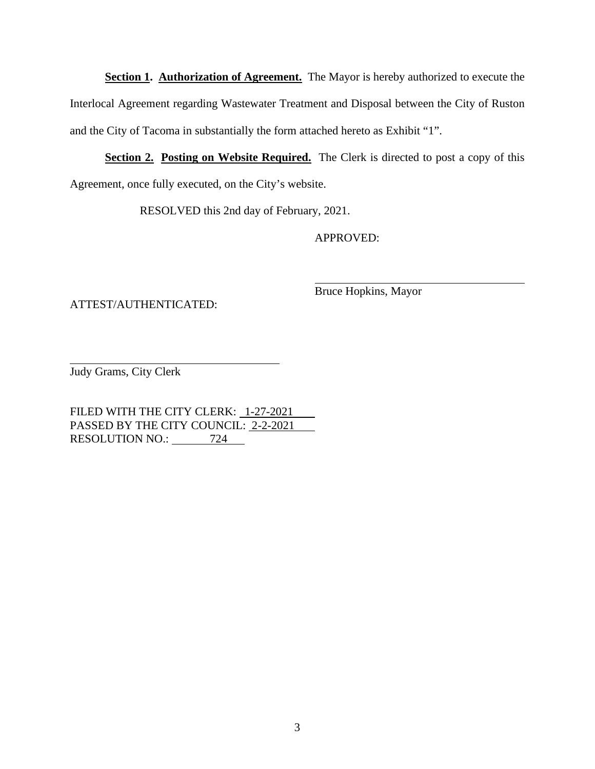**Section 1. Authorization of Agreement.** The Mayor is hereby authorized to execute the Interlocal Agreement regarding Wastewater Treatment and Disposal between the City of Ruston and the City of Tacoma in substantially the form attached hereto as Exhibit "1".

**Section 2. Posting on Website Required.** The Clerk is directed to post a copy of this Agreement, once fully executed, on the City's website.

RESOLVED this 2nd day of February, 2021.

APPROVED:

\_\_\_\_\_\_\_\_\_\_\_\_\_\_\_\_\_\_\_\_\_\_\_\_\_\_\_\_\_\_\_\_\_\_\_\_

Bruce Hopkins, Mayor

ATTEST/AUTHENTICATED:

\_\_\_\_\_\_\_\_\_\_\_\_\_\_\_\_\_\_\_\_\_\_\_\_\_\_\_\_\_\_\_\_\_\_\_\_

Judy Grams, City Clerk

FILED WITH THE CITY CLERK: 1-27-2021
PASSED BY THE CITY COUNCIL: 2-2-2021
RESOLUTION NO.: 724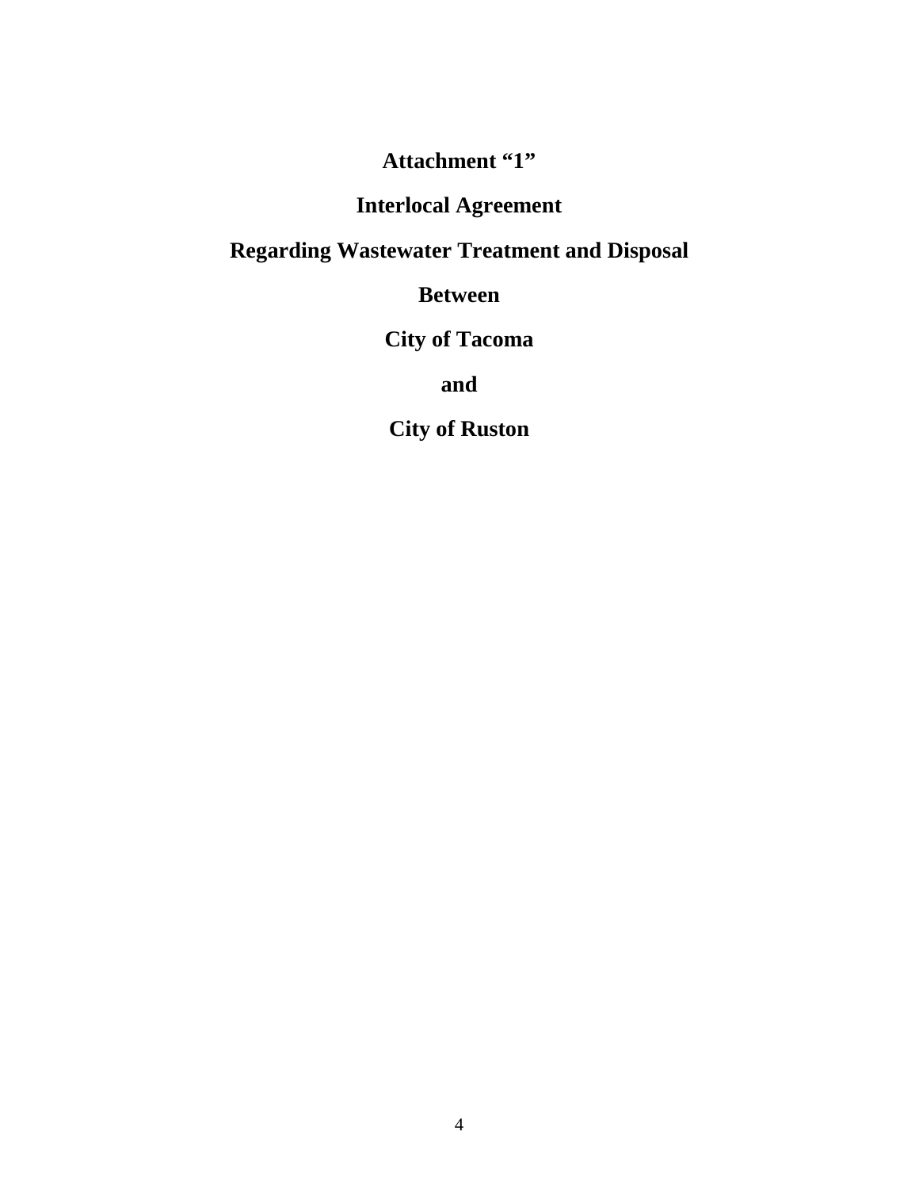# Attachment "1"

# Interlocal Agreement

# Regarding Wastewater Treatment and Disposal

# Between

# City of Tacoma

# and

# City of Ruston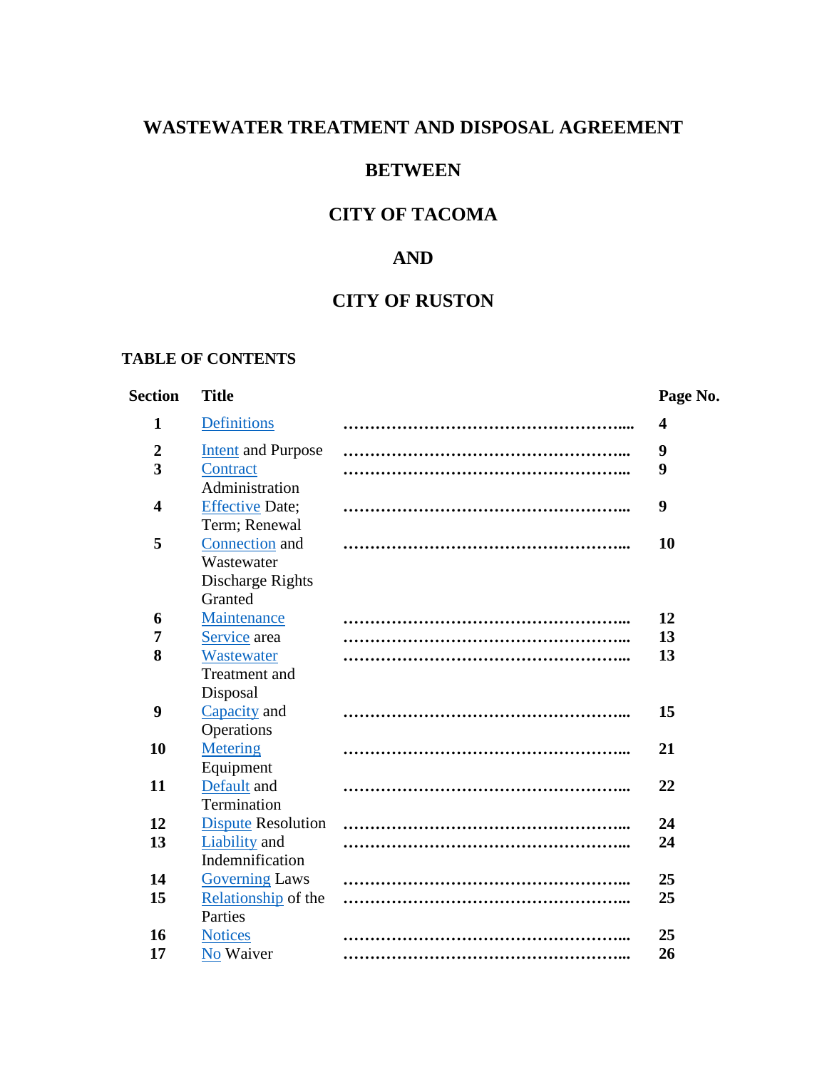# WASTEWATER TREATMENT AND DISPOSAL AGREEMENT

# BETWEEN

# CITY OF TACOMA

# AND

# CITY OF RUSTON

**TABLE OF CONTENTS**

| Section | Title | | Page No. |
|---|---|---|---|
| 1 | Definitions | ……………………………………………….... | 4 |
| 2 | Intent and Purpose | ……………………………………………... | 9 |
| 3 | Contract Administration | ……………………………………………... | 9 |
| 4 | Effective Date; Term; Renewal | ……………………………………………... | 9 |
| 5 | Connection and Wastewater Discharge Rights Granted | ……………………………………………... | 10 |
| 6 | Maintenance | ……………………………………………... | 12 |
| 7 | Service area | ……………………………………………... | 13 |
| 8 | Wastewater Treatment and Disposal | ……………………………………………... | 13 |
| 9 | Capacity and Operations | ……………………………………………... | 15 |
| 10 | Metering Equipment | ……………………………………………... | 21 |
| 11 | Default and Termination | ……………………………………………... | 22 |
| 12 | Dispute Resolution | ……………………………………………... | 24 |
| 13 | Liability and Indemnification | ……………………………………………... | 24 |
| 14 | Governing Laws | ……………………………………………... | 25 |
| 15 | Relationship of the Parties | ……………………………………………... | 25 |
| 16 | Notices | ……………………………………………... | 25 |
| 17 | No Waiver | ……………………………………………... | 26 |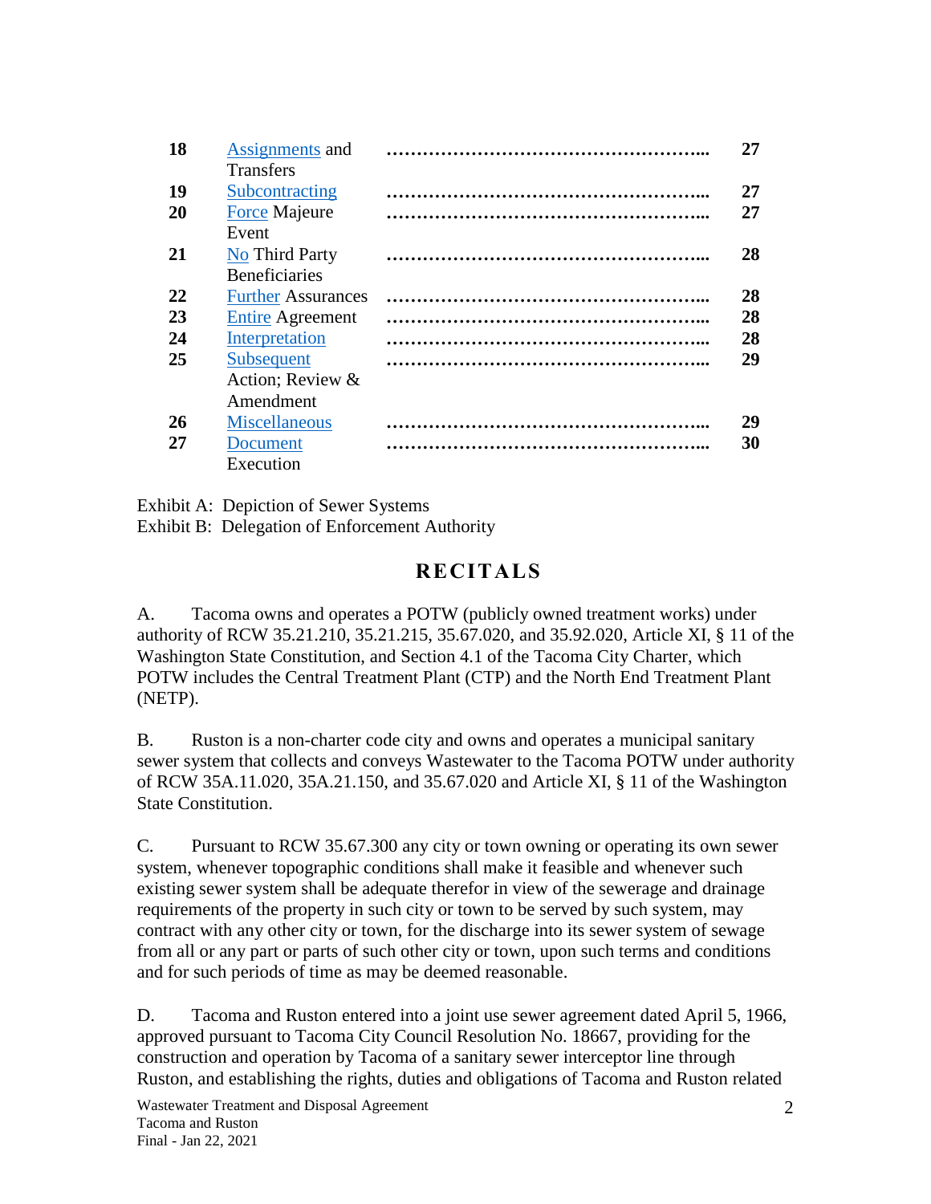| | | | |
|---|---|---|---|
| **18** | Assignments and Transfers | ………………………………………………... | **27** |
| **19** | Subcontracting | ………………………………………………... | **27** |
| **20** | Force Majeure Event | ………………………………………………... | **27** |
| **21** | No Third Party Beneficiaries | ………………………………………………... | **28** |
| **22** | Further Assurances | ………………………………………………... | **28** |
| **23** | Entire Agreement | ………………………………………………... | **28** |
| **24** | Interpretation | ………………………………………………... | **28** |
| **25** | Subsequent Action; Review & Amendment | ………………………………………………... | **29** |
| **26** | Miscellaneous | ………………………………………………... | **29** |
| **27** | Document Execution | ………………………………………………... | **30** |

Exhibit A: Depiction of Sewer Systems
Exhibit B: Delegation of Enforcement Authority

## RECITALS

A. Tacoma owns and operates a POTW (publicly owned treatment works) under authority of RCW 35.21.210, 35.21.215, 35.67.020, and 35.92.020, Article XI, § 11 of the Washington State Constitution, and Section 4.1 of the Tacoma City Charter, which POTW includes the Central Treatment Plant (CTP) and the North End Treatment Plant (NETP).

B. Ruston is a non-charter code city and owns and operates a municipal sanitary sewer system that collects and conveys Wastewater to the Tacoma POTW under authority of RCW 35A.11.020, 35A.21.150, and 35.67.020 and Article XI, § 11 of the Washington State Constitution.

C. Pursuant to RCW 35.67.300 any city or town owning or operating its own sewer system, whenever topographic conditions shall make it feasible and whenever such existing sewer system shall be adequate therefor in view of the sewerage and drainage requirements of the property in such city or town to be served by such system, may contract with any other city or town, for the discharge into its sewer system of sewage from all or any part or parts of such other city or town, upon such terms and conditions and for such periods of time as may be deemed reasonable.

D. Tacoma and Ruston entered into a joint use sewer agreement dated April 5, 1966, approved pursuant to Tacoma City Council Resolution No. 18667, providing for the construction and operation by Tacoma of a sanitary sewer interceptor line through Ruston, and establishing the rights, duties and obligations of Tacoma and Ruston related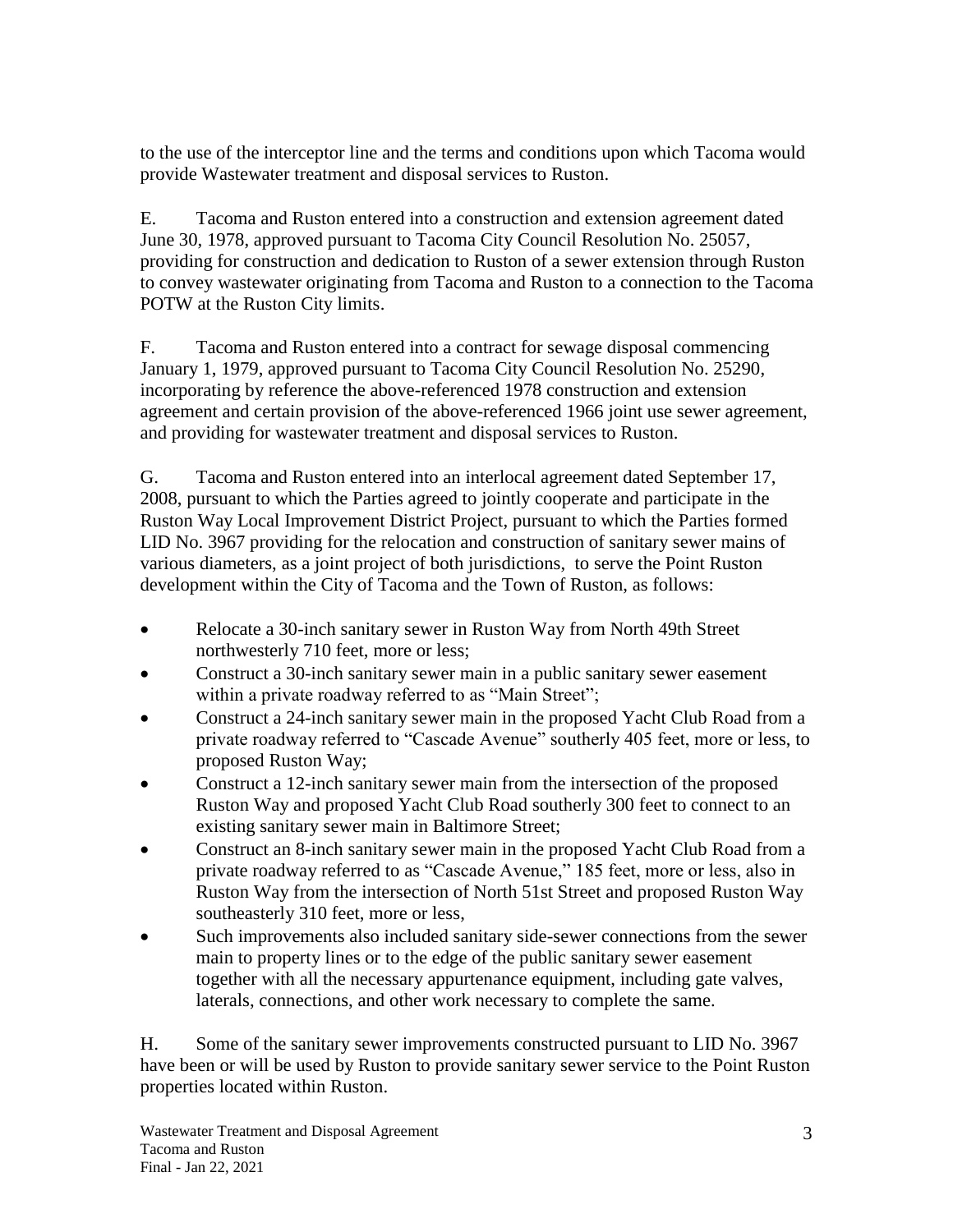to the use of the interceptor line and the terms and conditions upon which Tacoma would provide Wastewater treatment and disposal services to Ruston.

E. Tacoma and Ruston entered into a construction and extension agreement dated June 30, 1978, approved pursuant to Tacoma City Council Resolution No. 25057, providing for construction and dedication to Ruston of a sewer extension through Ruston to convey wastewater originating from Tacoma and Ruston to a connection to the Tacoma POTW at the Ruston City limits.

F. Tacoma and Ruston entered into a contract for sewage disposal commencing January 1, 1979, approved pursuant to Tacoma City Council Resolution No. 25290, incorporating by reference the above-referenced 1978 construction and extension agreement and certain provision of the above-referenced 1966 joint use sewer agreement, and providing for wastewater treatment and disposal services to Ruston.

G. Tacoma and Ruston entered into an interlocal agreement dated September 17, 2008, pursuant to which the Parties agreed to jointly cooperate and participate in the Ruston Way Local Improvement District Project, pursuant to which the Parties formed LID No. 3967 providing for the relocation and construction of sanitary sewer mains of various diameters, as a joint project of both jurisdictions, to serve the Point Ruston development within the City of Tacoma and the Town of Ruston, as follows:

- Relocate a 30-inch sanitary sewer in Ruston Way from North 49th Street northwesterly 710 feet, more or less;
- Construct a 30-inch sanitary sewer main in a public sanitary sewer easement within a private roadway referred to as "Main Street";
- Construct a 24-inch sanitary sewer main in the proposed Yacht Club Road from a private roadway referred to "Cascade Avenue" southerly 405 feet, more or less, to proposed Ruston Way;
- Construct a 12-inch sanitary sewer main from the intersection of the proposed Ruston Way and proposed Yacht Club Road southerly 300 feet to connect to an existing sanitary sewer main in Baltimore Street;
- Construct an 8-inch sanitary sewer main in the proposed Yacht Club Road from a private roadway referred to as "Cascade Avenue," 185 feet, more or less, also in Ruston Way from the intersection of North 51st Street and proposed Ruston Way southeasterly 310 feet, more or less,
- Such improvements also included sanitary side-sewer connections from the sewer main to property lines or to the edge of the public sanitary sewer easement together with all the necessary appurtenance equipment, including gate valves, laterals, connections, and other work necessary to complete the same.

H. Some of the sanitary sewer improvements constructed pursuant to LID No. 3967 have been or will be used by Ruston to provide sanitary sewer service to the Point Ruston properties located within Ruston.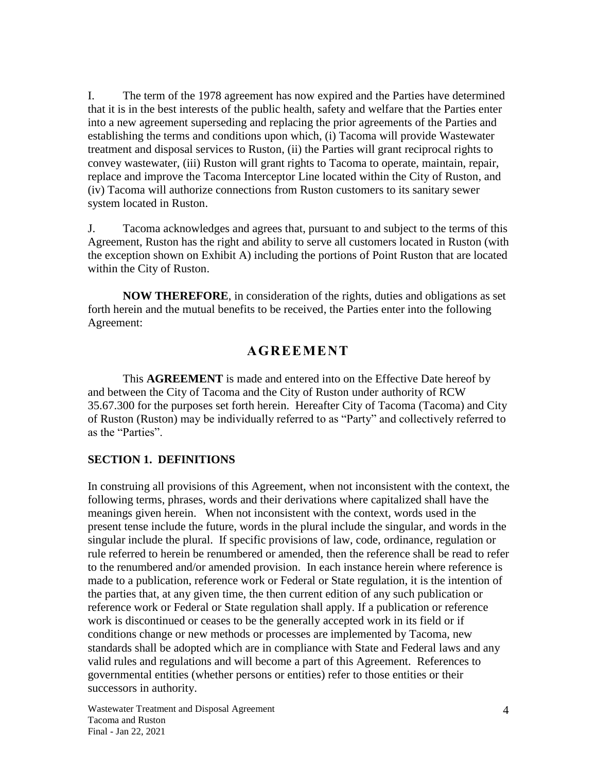I. The term of the 1978 agreement has now expired and the Parties have determined that it is in the best interests of the public health, safety and welfare that the Parties enter into a new agreement superseding and replacing the prior agreements of the Parties and establishing the terms and conditions upon which, (i) Tacoma will provide Wastewater treatment and disposal services to Ruston, (ii) the Parties will grant reciprocal rights to convey wastewater, (iii) Ruston will grant rights to Tacoma to operate, maintain, repair, replace and improve the Tacoma Interceptor Line located within the City of Ruston, and (iv) Tacoma will authorize connections from Ruston customers to its sanitary sewer system located in Ruston.

J. Tacoma acknowledges and agrees that, pursuant to and subject to the terms of this Agreement, Ruston has the right and ability to serve all customers located in Ruston (with the exception shown on Exhibit A) including the portions of Point Ruston that are located within the City of Ruston.

**NOW THEREFORE**, in consideration of the rights, duties and obligations as set forth herein and the mutual benefits to be received, the Parties enter into the following Agreement:

## AGREEMENT

This **AGREEMENT** is made and entered into on the Effective Date hereof by and between the City of Tacoma and the City of Ruston under authority of RCW 35.67.300 for the purposes set forth herein. Hereafter City of Tacoma (Tacoma) and City of Ruston (Ruston) may be individually referred to as "Party" and collectively referred to as the "Parties".

### SECTION 1. DEFINITIONS

In construing all provisions of this Agreement, when not inconsistent with the context, the following terms, phrases, words and their derivations where capitalized shall have the meanings given herein. When not inconsistent with the context, words used in the present tense include the future, words in the plural include the singular, and words in the singular include the plural. If specific provisions of law, code, ordinance, regulation or rule referred to herein be renumbered or amended, then the reference shall be read to refer to the renumbered and/or amended provision. In each instance herein where reference is made to a publication, reference work or Federal or State regulation, it is the intention of the parties that, at any given time, the then current edition of any such publication or reference work or Federal or State regulation shall apply. If a publication or reference work is discontinued or ceases to be the generally accepted work in its field or if conditions change or new methods or processes are implemented by Tacoma, new standards shall be adopted which are in compliance with State and Federal laws and any valid rules and regulations and will become a part of this Agreement. References to governmental entities (whether persons or entities) refer to those entities or their successors in authority.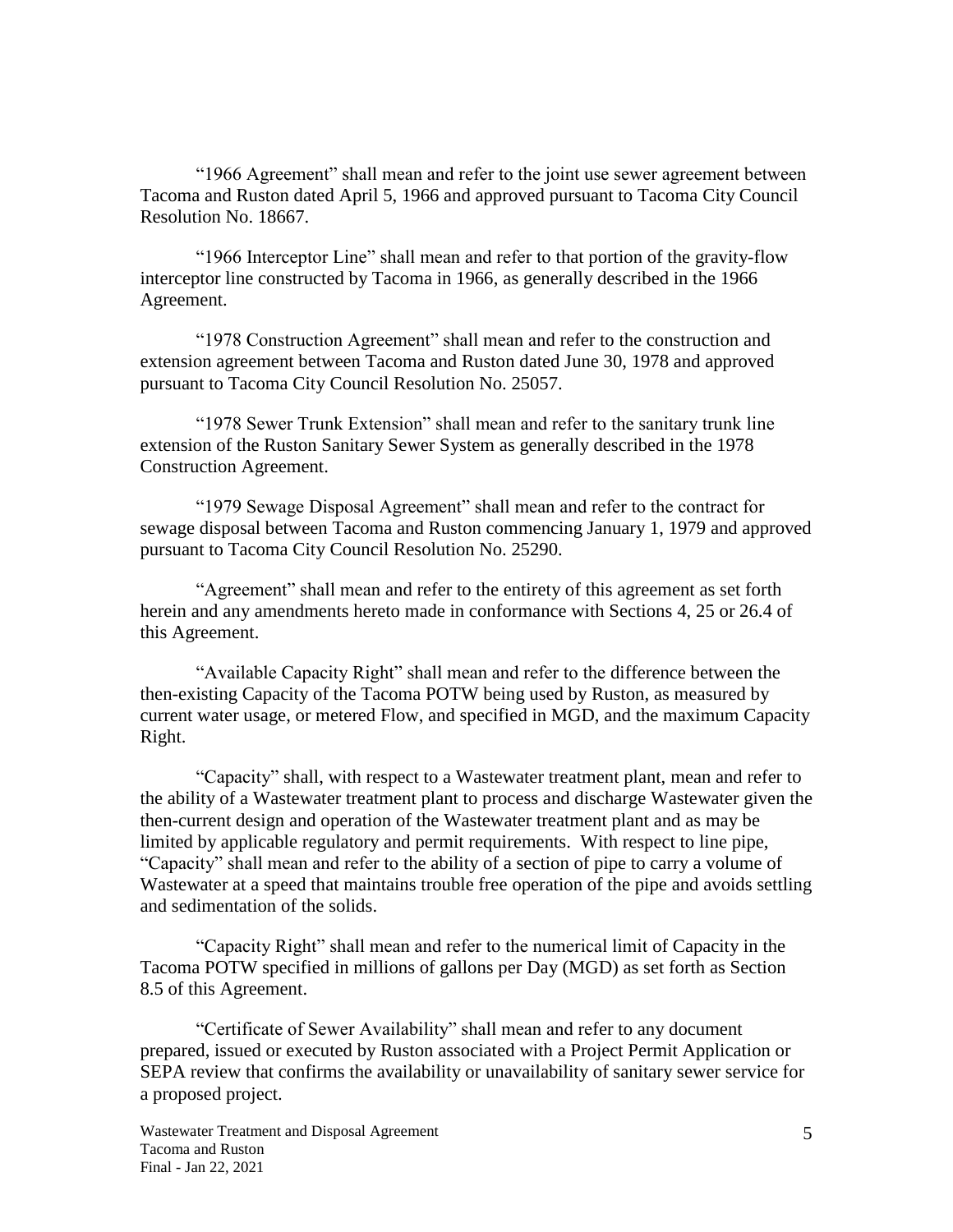"1966 Agreement" shall mean and refer to the joint use sewer agreement between Tacoma and Ruston dated April 5, 1966 and approved pursuant to Tacoma City Council Resolution No. 18667.

"1966 Interceptor Line" shall mean and refer to that portion of the gravity-flow interceptor line constructed by Tacoma in 1966, as generally described in the 1966 Agreement.

"1978 Construction Agreement" shall mean and refer to the construction and extension agreement between Tacoma and Ruston dated June 30, 1978 and approved pursuant to Tacoma City Council Resolution No. 25057.

"1978 Sewer Trunk Extension" shall mean and refer to the sanitary trunk line extension of the Ruston Sanitary Sewer System as generally described in the 1978 Construction Agreement.

"1979 Sewage Disposal Agreement" shall mean and refer to the contract for sewage disposal between Tacoma and Ruston commencing January 1, 1979 and approved pursuant to Tacoma City Council Resolution No. 25290.

"Agreement" shall mean and refer to the entirety of this agreement as set forth herein and any amendments hereto made in conformance with Sections 4, 25 or 26.4 of this Agreement.

"Available Capacity Right" shall mean and refer to the difference between the then-existing Capacity of the Tacoma POTW being used by Ruston, as measured by current water usage, or metered Flow, and specified in MGD, and the maximum Capacity Right.

"Capacity" shall, with respect to a Wastewater treatment plant, mean and refer to the ability of a Wastewater treatment plant to process and discharge Wastewater given the then-current design and operation of the Wastewater treatment plant and as may be limited by applicable regulatory and permit requirements. With respect to line pipe, "Capacity" shall mean and refer to the ability of a section of pipe to carry a volume of Wastewater at a speed that maintains trouble free operation of the pipe and avoids settling and sedimentation of the solids.

"Capacity Right" shall mean and refer to the numerical limit of Capacity in the Tacoma POTW specified in millions of gallons per Day (MGD) as set forth as Section 8.5 of this Agreement.

"Certificate of Sewer Availability" shall mean and refer to any document prepared, issued or executed by Ruston associated with a Project Permit Application or SEPA review that confirms the availability or unavailability of sanitary sewer service for a proposed project.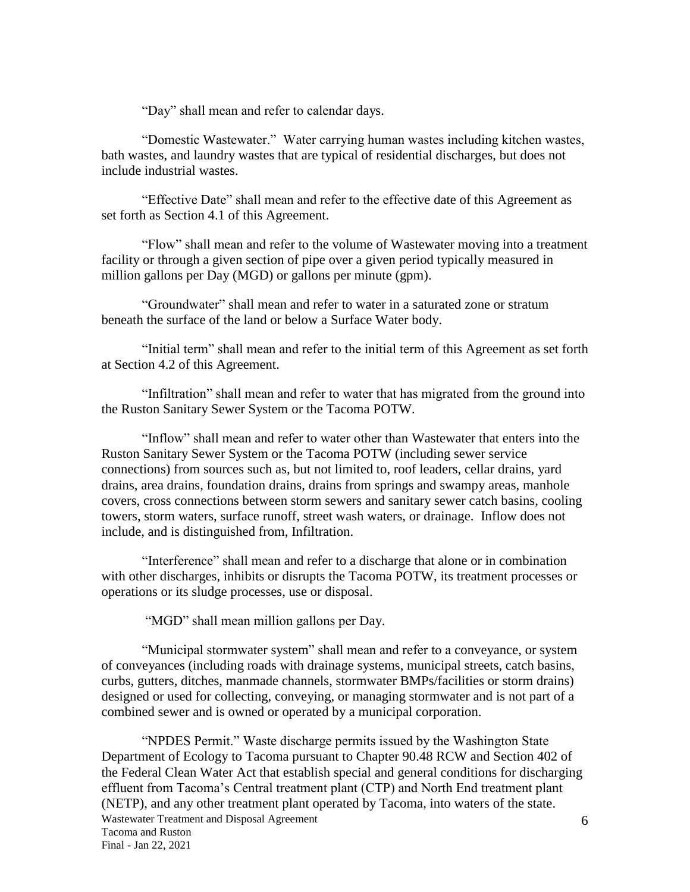"Day" shall mean and refer to calendar days.

"Domestic Wastewater." Water carrying human wastes including kitchen wastes, bath wastes, and laundry wastes that are typical of residential discharges, but does not include industrial wastes.

"Effective Date" shall mean and refer to the effective date of this Agreement as set forth as Section 4.1 of this Agreement.

"Flow" shall mean and refer to the volume of Wastewater moving into a treatment facility or through a given section of pipe over a given period typically measured in million gallons per Day (MGD) or gallons per minute (gpm).

"Groundwater" shall mean and refer to water in a saturated zone or stratum beneath the surface of the land or below a Surface Water body.

"Initial term" shall mean and refer to the initial term of this Agreement as set forth at Section 4.2 of this Agreement.

"Infiltration" shall mean and refer to water that has migrated from the ground into the Ruston Sanitary Sewer System or the Tacoma POTW.

"Inflow" shall mean and refer to water other than Wastewater that enters into the Ruston Sanitary Sewer System or the Tacoma POTW (including sewer service connections) from sources such as, but not limited to, roof leaders, cellar drains, yard drains, area drains, foundation drains, drains from springs and swampy areas, manhole covers, cross connections between storm sewers and sanitary sewer catch basins, cooling towers, storm waters, surface runoff, street wash waters, or drainage. Inflow does not include, and is distinguished from, Infiltration.

"Interference" shall mean and refer to a discharge that alone or in combination with other discharges, inhibits or disrupts the Tacoma POTW, its treatment processes or operations or its sludge processes, use or disposal.

"MGD" shall mean million gallons per Day.

"Municipal stormwater system" shall mean and refer to a conveyance, or system of conveyances (including roads with drainage systems, municipal streets, catch basins, curbs, gutters, ditches, manmade channels, stormwater BMPs/facilities or storm drains) designed or used for collecting, conveying, or managing stormwater and is not part of a combined sewer and is owned or operated by a municipal corporation.

"NPDES Permit." Waste discharge permits issued by the Washington State Department of Ecology to Tacoma pursuant to Chapter 90.48 RCW and Section 402 of the Federal Clean Water Act that establish special and general conditions for discharging effluent from Tacoma's Central treatment plant (CTP) and North End treatment plant (NETP), and any other treatment plant operated by Tacoma, into waters of the state.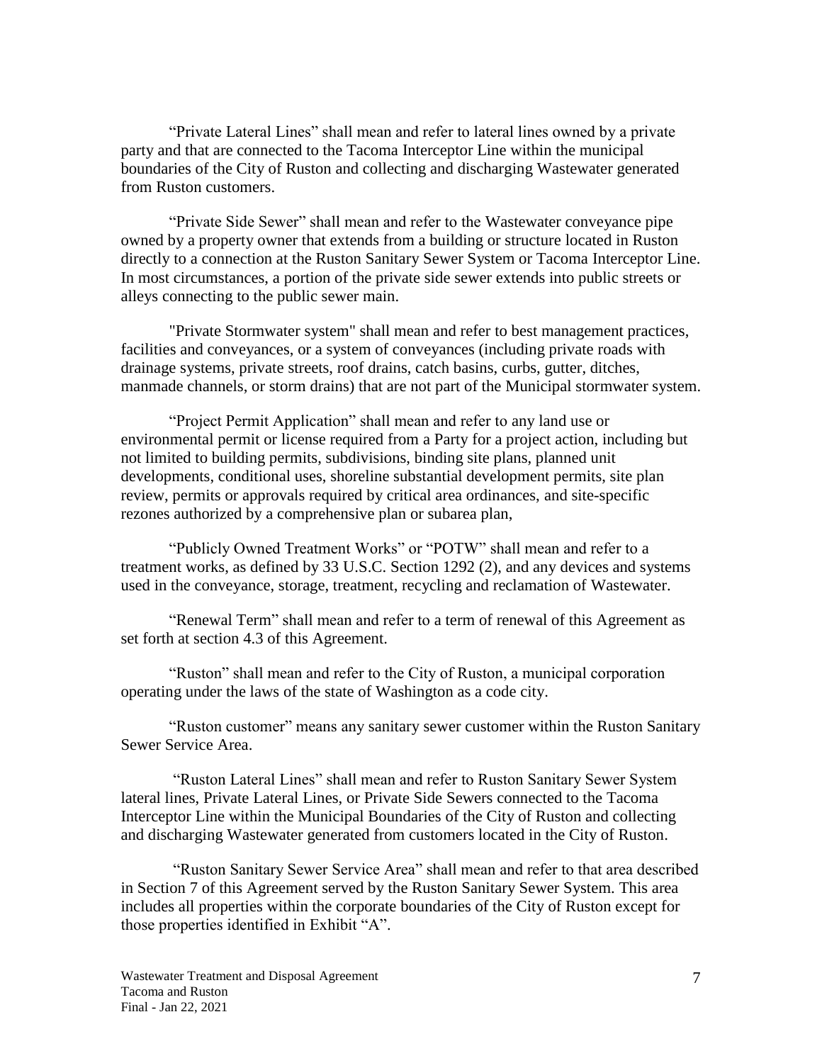"Private Lateral Lines" shall mean and refer to lateral lines owned by a private party and that are connected to the Tacoma Interceptor Line within the municipal boundaries of the City of Ruston and collecting and discharging Wastewater generated from Ruston customers.

"Private Side Sewer" shall mean and refer to the Wastewater conveyance pipe owned by a property owner that extends from a building or structure located in Ruston directly to a connection at the Ruston Sanitary Sewer System or Tacoma Interceptor Line. In most circumstances, a portion of the private side sewer extends into public streets or alleys connecting to the public sewer main.

"Private Stormwater system" shall mean and refer to best management practices, facilities and conveyances, or a system of conveyances (including private roads with drainage systems, private streets, roof drains, catch basins, curbs, gutter, ditches, manmade channels, or storm drains) that are not part of the Municipal stormwater system.

"Project Permit Application" shall mean and refer to any land use or environmental permit or license required from a Party for a project action, including but not limited to building permits, subdivisions, binding site plans, planned unit developments, conditional uses, shoreline substantial development permits, site plan review, permits or approvals required by critical area ordinances, and site-specific rezones authorized by a comprehensive plan or subarea plan,

"Publicly Owned Treatment Works" or "POTW" shall mean and refer to a treatment works, as defined by 33 U.S.C. Section 1292 (2), and any devices and systems used in the conveyance, storage, treatment, recycling and reclamation of Wastewater.

"Renewal Term" shall mean and refer to a term of renewal of this Agreement as set forth at section 4.3 of this Agreement.

"Ruston" shall mean and refer to the City of Ruston, a municipal corporation operating under the laws of the state of Washington as a code city.

"Ruston customer" means any sanitary sewer customer within the Ruston Sanitary Sewer Service Area.

"Ruston Lateral Lines" shall mean and refer to Ruston Sanitary Sewer System lateral lines, Private Lateral Lines, or Private Side Sewers connected to the Tacoma Interceptor Line within the Municipal Boundaries of the City of Ruston and collecting and discharging Wastewater generated from customers located in the City of Ruston.

"Ruston Sanitary Sewer Service Area" shall mean and refer to that area described in Section 7 of this Agreement served by the Ruston Sanitary Sewer System. This area includes all properties within the corporate boundaries of the City of Ruston except for those properties identified in Exhibit "A".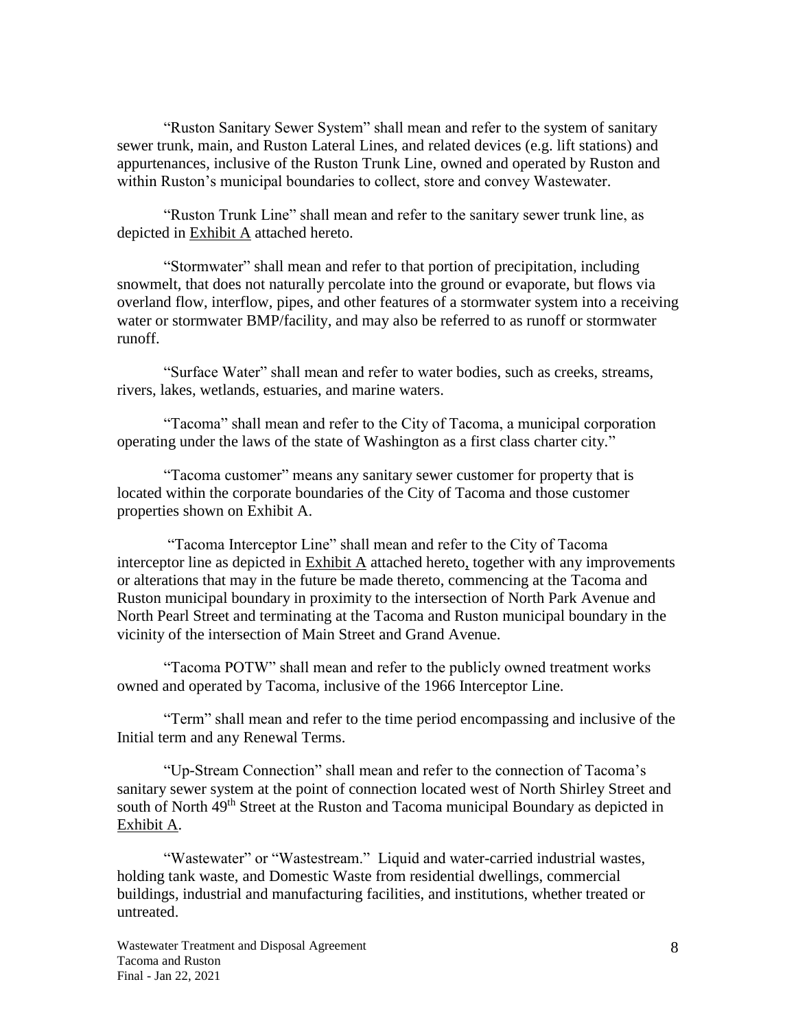"Ruston Sanitary Sewer System" shall mean and refer to the system of sanitary sewer trunk, main, and Ruston Lateral Lines, and related devices (e.g. lift stations) and appurtenances, inclusive of the Ruston Trunk Line, owned and operated by Ruston and within Ruston's municipal boundaries to collect, store and convey Wastewater.

"Ruston Trunk Line" shall mean and refer to the sanitary sewer trunk line, as depicted in Exhibit A attached hereto.

"Stormwater" shall mean and refer to that portion of precipitation, including snowmelt, that does not naturally percolate into the ground or evaporate, but flows via overland flow, interflow, pipes, and other features of a stormwater system into a receiving water or stormwater BMP/facility, and may also be referred to as runoff or stormwater runoff.

"Surface Water" shall mean and refer to water bodies, such as creeks, streams, rivers, lakes, wetlands, estuaries, and marine waters.

"Tacoma" shall mean and refer to the City of Tacoma, a municipal corporation operating under the laws of the state of Washington as a first class charter city."

"Tacoma customer" means any sanitary sewer customer for property that is located within the corporate boundaries of the City of Tacoma and those customer properties shown on Exhibit A.

"Tacoma Interceptor Line" shall mean and refer to the City of Tacoma interceptor line as depicted in Exhibit A attached hereto, together with any improvements or alterations that may in the future be made thereto, commencing at the Tacoma and Ruston municipal boundary in proximity to the intersection of North Park Avenue and North Pearl Street and terminating at the Tacoma and Ruston municipal boundary in the vicinity of the intersection of Main Street and Grand Avenue.

"Tacoma POTW" shall mean and refer to the publicly owned treatment works owned and operated by Tacoma, inclusive of the 1966 Interceptor Line.

"Term" shall mean and refer to the time period encompassing and inclusive of the Initial term and any Renewal Terms.

"Up-Stream Connection" shall mean and refer to the connection of Tacoma's sanitary sewer system at the point of connection located west of North Shirley Street and south of North 49th Street at the Ruston and Tacoma municipal Boundary as depicted in Exhibit A.

"Wastewater" or "Wastestream." Liquid and water-carried industrial wastes, holding tank waste, and Domestic Waste from residential dwellings, commercial buildings, industrial and manufacturing facilities, and institutions, whether treated or untreated.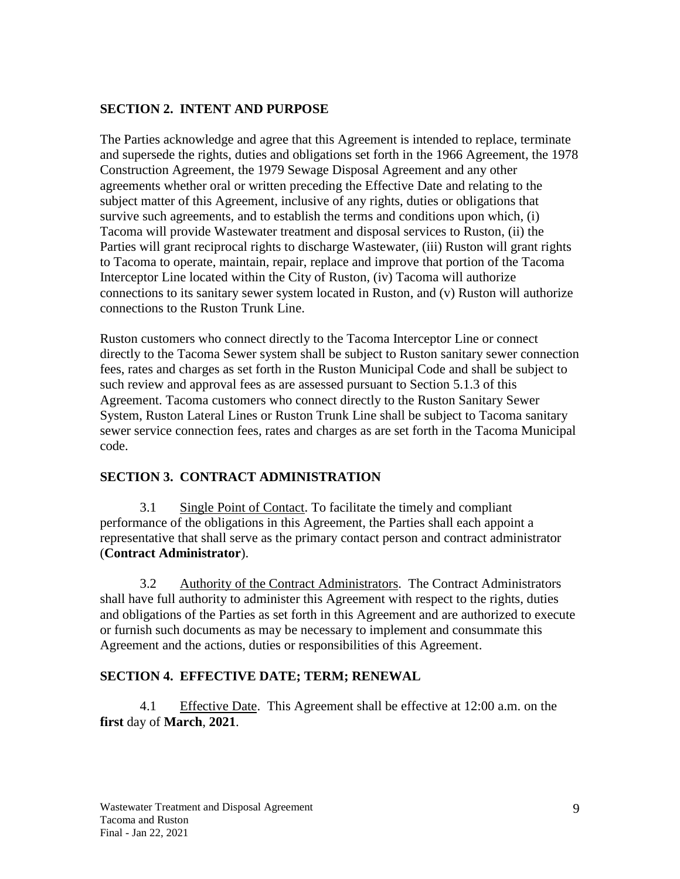## SECTION 2. INTENT AND PURPOSE

The Parties acknowledge and agree that this Agreement is intended to replace, terminate and supersede the rights, duties and obligations set forth in the 1966 Agreement, the 1978 Construction Agreement, the 1979 Sewage Disposal Agreement and any other agreements whether oral or written preceding the Effective Date and relating to the subject matter of this Agreement, inclusive of any rights, duties or obligations that survive such agreements, and to establish the terms and conditions upon which, (i) Tacoma will provide Wastewater treatment and disposal services to Ruston, (ii) the Parties will grant reciprocal rights to discharge Wastewater, (iii) Ruston will grant rights to Tacoma to operate, maintain, repair, replace and improve that portion of the Tacoma Interceptor Line located within the City of Ruston, (iv) Tacoma will authorize connections to its sanitary sewer system located in Ruston, and (v) Ruston will authorize connections to the Ruston Trunk Line.

Ruston customers who connect directly to the Tacoma Interceptor Line or connect directly to the Tacoma Sewer system shall be subject to Ruston sanitary sewer connection fees, rates and charges as set forth in the Ruston Municipal Code and shall be subject to such review and approval fees as are assessed pursuant to Section 5.1.3 of this Agreement. Tacoma customers who connect directly to the Ruston Sanitary Sewer System, Ruston Lateral Lines or Ruston Trunk Line shall be subject to Tacoma sanitary sewer service connection fees, rates and charges as are set forth in the Tacoma Municipal code.

## SECTION 3. CONTRACT ADMINISTRATION

3.1 Single Point of Contact. To facilitate the timely and compliant performance of the obligations in this Agreement, the Parties shall each appoint a representative that shall serve as the primary contact person and contract administrator (**Contract Administrator**).

3.2 Authority of the Contract Administrators. The Contract Administrators shall have full authority to administer this Agreement with respect to the rights, duties and obligations of the Parties as set forth in this Agreement and are authorized to execute or furnish such documents as may be necessary to implement and consummate this Agreement and the actions, duties or responsibilities of this Agreement.

## SECTION 4. EFFECTIVE DATE; TERM; RENEWAL

4.1 Effective Date. This Agreement shall be effective at 12:00 a.m. on the **first** day of **March**, **2021**.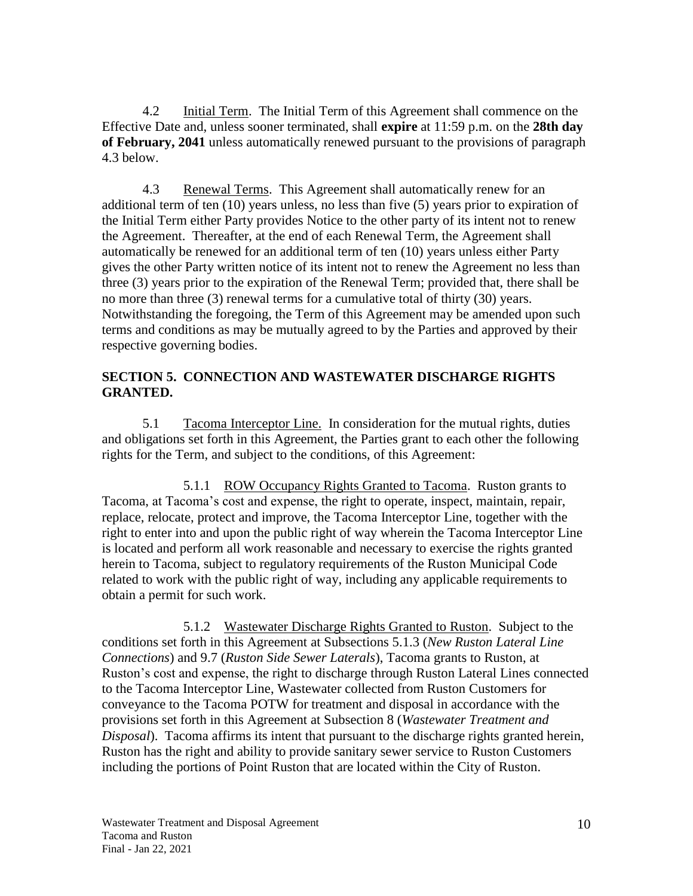4.2 Initial Term. The Initial Term of this Agreement shall commence on the Effective Date and, unless sooner terminated, shall **expire** at 11:59 p.m. on the **28th day of February, 2041** unless automatically renewed pursuant to the provisions of paragraph 4.3 below.

4.3 Renewal Terms. This Agreement shall automatically renew for an additional term of ten (10) years unless, no less than five (5) years prior to expiration of the Initial Term either Party provides Notice to the other party of its intent not to renew the Agreement. Thereafter, at the end of each Renewal Term, the Agreement shall automatically be renewed for an additional term of ten (10) years unless either Party gives the other Party written notice of its intent not to renew the Agreement no less than three (3) years prior to the expiration of the Renewal Term; provided that, there shall be no more than three (3) renewal terms for a cumulative total of thirty (30) years. Notwithstanding the foregoing, the Term of this Agreement may be amended upon such terms and conditions as may be mutually agreed to by the Parties and approved by their respective governing bodies.

## SECTION 5. CONNECTION AND WASTEWATER DISCHARGE RIGHTS GRANTED.

5.1 Tacoma Interceptor Line. In consideration for the mutual rights, duties and obligations set forth in this Agreement, the Parties grant to each other the following rights for the Term, and subject to the conditions, of this Agreement:

5.1.1 ROW Occupancy Rights Granted to Tacoma. Ruston grants to Tacoma, at Tacoma's cost and expense, the right to operate, inspect, maintain, repair, replace, relocate, protect and improve, the Tacoma Interceptor Line, together with the right to enter into and upon the public right of way wherein the Tacoma Interceptor Line is located and perform all work reasonable and necessary to exercise the rights granted herein to Tacoma, subject to regulatory requirements of the Ruston Municipal Code related to work with the public right of way, including any applicable requirements to obtain a permit for such work.

5.1.2 Wastewater Discharge Rights Granted to Ruston. Subject to the conditions set forth in this Agreement at Subsections 5.1.3 (*New Ruston Lateral Line Connections*) and 9.7 (*Ruston Side Sewer Laterals*), Tacoma grants to Ruston, at Ruston's cost and expense, the right to discharge through Ruston Lateral Lines connected to the Tacoma Interceptor Line, Wastewater collected from Ruston Customers for conveyance to the Tacoma POTW for treatment and disposal in accordance with the provisions set forth in this Agreement at Subsection 8 (*Wastewater Treatment and Disposal*). Tacoma affirms its intent that pursuant to the discharge rights granted herein, Ruston has the right and ability to provide sanitary sewer service to Ruston Customers including the portions of Point Ruston that are located within the City of Ruston.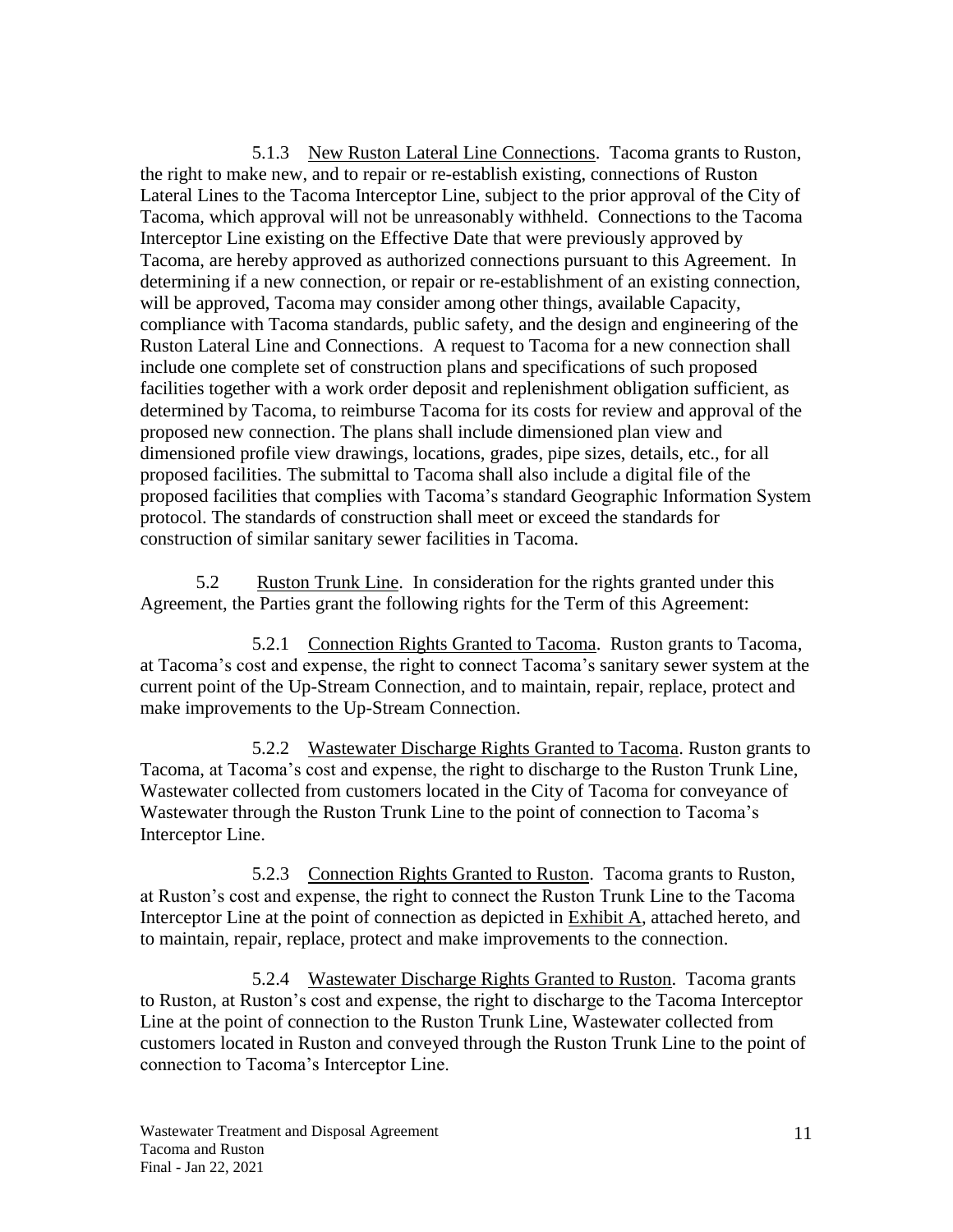5.1.3 <u>New Ruston Lateral Line Connections</u>. Tacoma grants to Ruston, the right to make new, and to repair or re-establish existing, connections of Ruston Lateral Lines to the Tacoma Interceptor Line, subject to the prior approval of the City of Tacoma, which approval will not be unreasonably withheld. Connections to the Tacoma Interceptor Line existing on the Effective Date that were previously approved by Tacoma, are hereby approved as authorized connections pursuant to this Agreement. In determining if a new connection, or repair or re-establishment of an existing connection, will be approved, Tacoma may consider among other things, available Capacity, compliance with Tacoma standards, public safety, and the design and engineering of the Ruston Lateral Line and Connections. A request to Tacoma for a new connection shall include one complete set of construction plans and specifications of such proposed facilities together with a work order deposit and replenishment obligation sufficient, as determined by Tacoma, to reimburse Tacoma for its costs for review and approval of the proposed new connection. The plans shall include dimensioned plan view and dimensioned profile view drawings, locations, grades, pipe sizes, details, etc., for all proposed facilities. The submittal to Tacoma shall also include a digital file of the proposed facilities that complies with Tacoma's standard Geographic Information System protocol. The standards of construction shall meet or exceed the standards for construction of similar sanitary sewer facilities in Tacoma.

5.2 <u>Ruston Trunk Line</u>. In consideration for the rights granted under this Agreement, the Parties grant the following rights for the Term of this Agreement:

5.2.1 <u>Connection Rights Granted to Tacoma</u>. Ruston grants to Tacoma, at Tacoma's cost and expense, the right to connect Tacoma's sanitary sewer system at the current point of the Up-Stream Connection, and to maintain, repair, replace, protect and make improvements to the Up-Stream Connection.

5.2.2 <u>Wastewater Discharge Rights Granted to Tacoma</u>. Ruston grants to Tacoma, at Tacoma's cost and expense, the right to discharge to the Ruston Trunk Line, Wastewater collected from customers located in the City of Tacoma for conveyance of Wastewater through the Ruston Trunk Line to the point of connection to Tacoma's Interceptor Line.

5.2.3 <u>Connection Rights Granted to Ruston</u>. Tacoma grants to Ruston, at Ruston's cost and expense, the right to connect the Ruston Trunk Line to the Tacoma Interceptor Line at the point of connection as depicted in <u>Exhibit A</u>, attached hereto, and to maintain, repair, replace, protect and make improvements to the connection.

5.2.4 <u>Wastewater Discharge Rights Granted to Ruston</u>. Tacoma grants to Ruston, at Ruston's cost and expense, the right to discharge to the Tacoma Interceptor Line at the point of connection to the Ruston Trunk Line, Wastewater collected from customers located in Ruston and conveyed through the Ruston Trunk Line to the point of connection to Tacoma's Interceptor Line.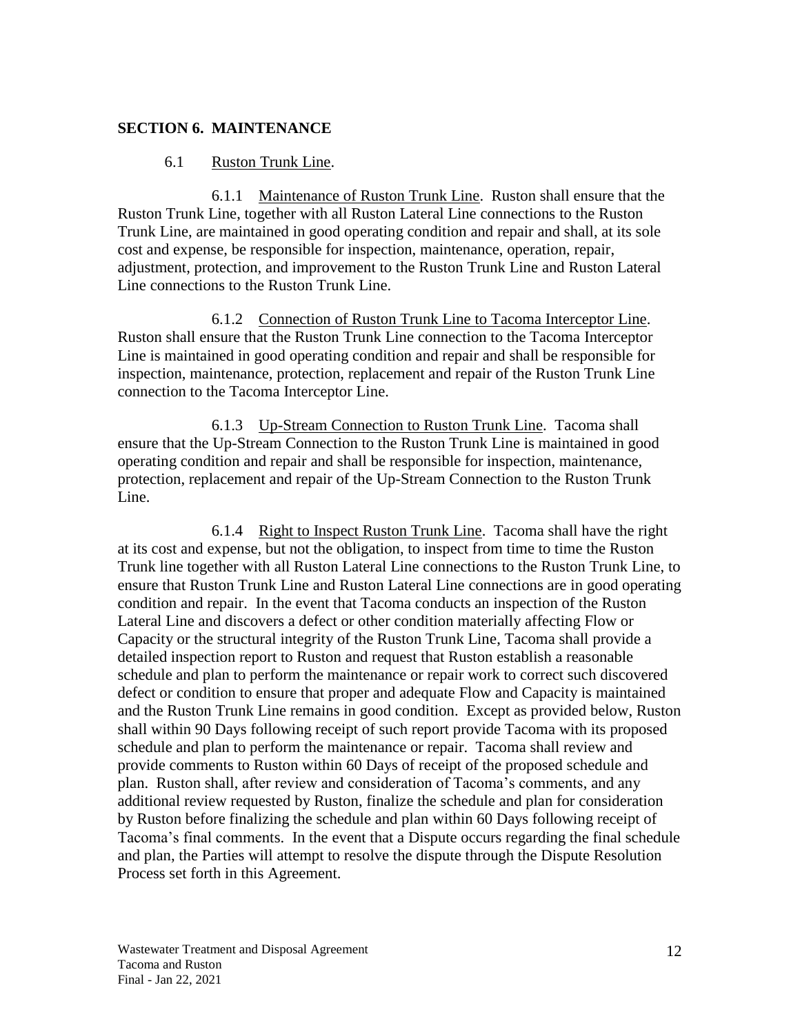## SECTION 6. MAINTENANCE

6.1 Ruston Trunk Line.

6.1.1 Maintenance of Ruston Trunk Line. Ruston shall ensure that the Ruston Trunk Line, together with all Ruston Lateral Line connections to the Ruston Trunk Line, are maintained in good operating condition and repair and shall, at its sole cost and expense, be responsible for inspection, maintenance, operation, repair, adjustment, protection, and improvement to the Ruston Trunk Line and Ruston Lateral Line connections to the Ruston Trunk Line.

6.1.2 Connection of Ruston Trunk Line to Tacoma Interceptor Line. Ruston shall ensure that the Ruston Trunk Line connection to the Tacoma Interceptor Line is maintained in good operating condition and repair and shall be responsible for inspection, maintenance, protection, replacement and repair of the Ruston Trunk Line connection to the Tacoma Interceptor Line.

6.1.3 Up-Stream Connection to Ruston Trunk Line. Tacoma shall ensure that the Up-Stream Connection to the Ruston Trunk Line is maintained in good operating condition and repair and shall be responsible for inspection, maintenance, protection, replacement and repair of the Up-Stream Connection to the Ruston Trunk Line.

6.1.4 Right to Inspect Ruston Trunk Line. Tacoma shall have the right at its cost and expense, but not the obligation, to inspect from time to time the Ruston Trunk line together with all Ruston Lateral Line connections to the Ruston Trunk Line, to ensure that Ruston Trunk Line and Ruston Lateral Line connections are in good operating condition and repair. In the event that Tacoma conducts an inspection of the Ruston Lateral Line and discovers a defect or other condition materially affecting Flow or Capacity or the structural integrity of the Ruston Trunk Line, Tacoma shall provide a detailed inspection report to Ruston and request that Ruston establish a reasonable schedule and plan to perform the maintenance or repair work to correct such discovered defect or condition to ensure that proper and adequate Flow and Capacity is maintained and the Ruston Trunk Line remains in good condition. Except as provided below, Ruston shall within 90 Days following receipt of such report provide Tacoma with its proposed schedule and plan to perform the maintenance or repair. Tacoma shall review and provide comments to Ruston within 60 Days of receipt of the proposed schedule and plan. Ruston shall, after review and consideration of Tacoma's comments, and any additional review requested by Ruston, finalize the schedule and plan for consideration by Ruston before finalizing the schedule and plan within 60 Days following receipt of Tacoma's final comments. In the event that a Dispute occurs regarding the final schedule and plan, the Parties will attempt to resolve the dispute through the Dispute Resolution Process set forth in this Agreement.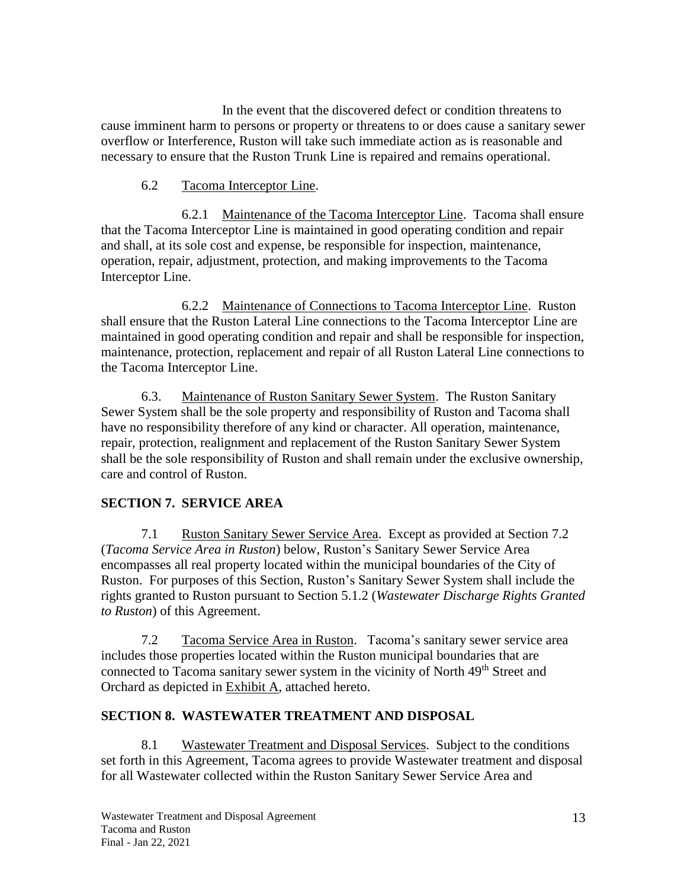In the event that the discovered defect or condition threatens to cause imminent harm to persons or property or threatens to or does cause a sanitary sewer overflow or Interference, Ruston will take such immediate action as is reasonable and necessary to ensure that the Ruston Trunk Line is repaired and remains operational.

6.2 Tacoma Interceptor Line.

6.2.1 Maintenance of the Tacoma Interceptor Line. Tacoma shall ensure that the Tacoma Interceptor Line is maintained in good operating condition and repair and shall, at its sole cost and expense, be responsible for inspection, maintenance, operation, repair, adjustment, protection, and making improvements to the Tacoma Interceptor Line.

6.2.2 Maintenance of Connections to Tacoma Interceptor Line. Ruston shall ensure that the Ruston Lateral Line connections to the Tacoma Interceptor Line are maintained in good operating condition and repair and shall be responsible for inspection, maintenance, protection, replacement and repair of all Ruston Lateral Line connections to the Tacoma Interceptor Line.

6.3. Maintenance of Ruston Sanitary Sewer System. The Ruston Sanitary Sewer System shall be the sole property and responsibility of Ruston and Tacoma shall have no responsibility therefore of any kind or character. All operation, maintenance, repair, protection, realignment and replacement of the Ruston Sanitary Sewer System shall be the sole responsibility of Ruston and shall remain under the exclusive ownership, care and control of Ruston.

## SECTION 7. SERVICE AREA

7.1 Ruston Sanitary Sewer Service Area. Except as provided at Section 7.2 (*Tacoma Service Area in Ruston*) below, Ruston's Sanitary Sewer Service Area encompasses all real property located within the municipal boundaries of the City of Ruston. For purposes of this Section, Ruston's Sanitary Sewer System shall include the rights granted to Ruston pursuant to Section 5.1.2 (*Wastewater Discharge Rights Granted to Ruston*) of this Agreement.

7.2 Tacoma Service Area in Ruston. Tacoma's sanitary sewer service area includes those properties located within the Ruston municipal boundaries that are connected to Tacoma sanitary sewer system in the vicinity of North 49th Street and Orchard as depicted in Exhibit A, attached hereto.

## SECTION 8. WASTEWATER TREATMENT AND DISPOSAL

8.1 Wastewater Treatment and Disposal Services. Subject to the conditions set forth in this Agreement, Tacoma agrees to provide Wastewater treatment and disposal for all Wastewater collected within the Ruston Sanitary Sewer Service Area and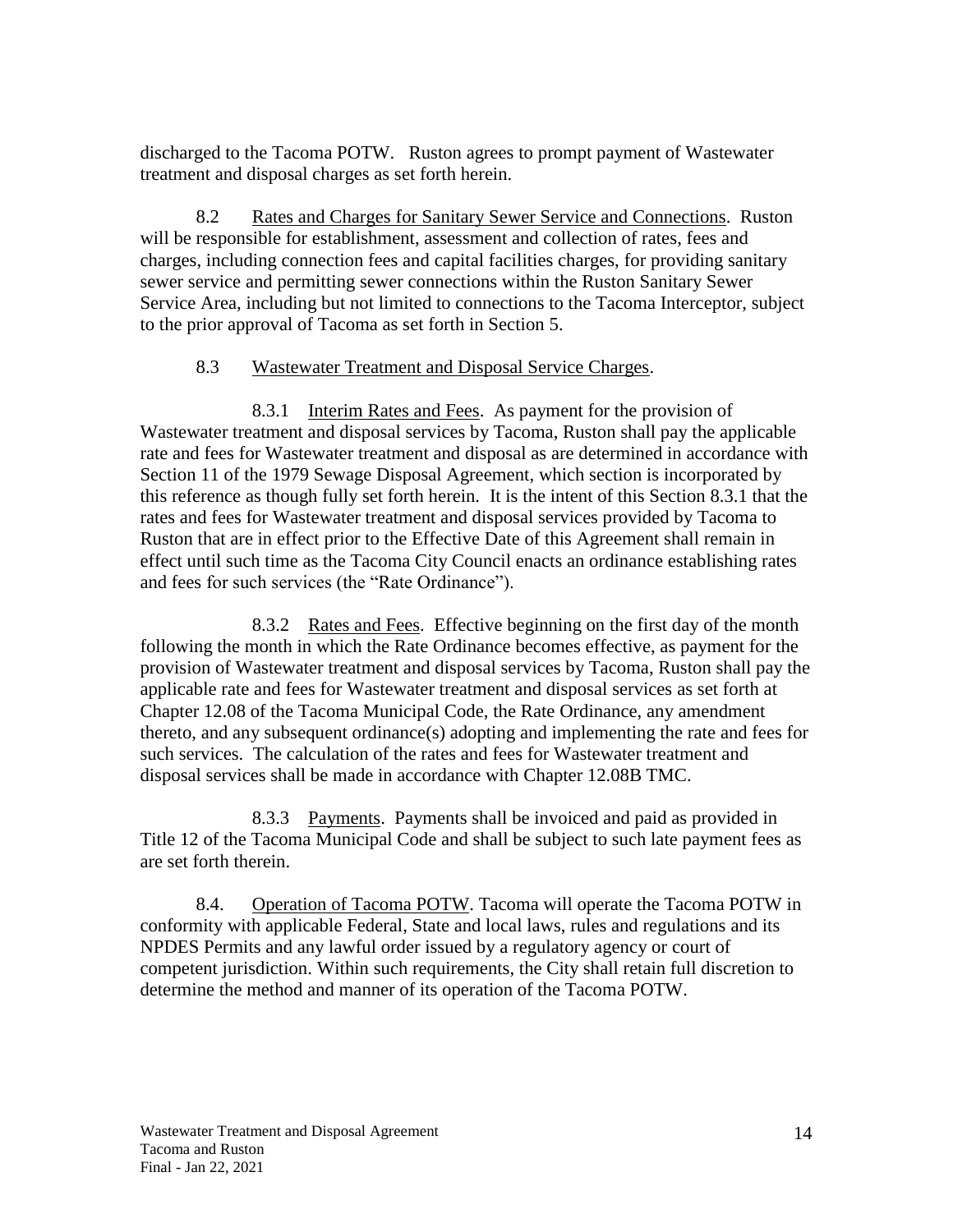discharged to the Tacoma POTW. Ruston agrees to prompt payment of Wastewater treatment and disposal charges as set forth herein.

8.2 Rates and Charges for Sanitary Sewer Service and Connections. Ruston will be responsible for establishment, assessment and collection of rates, fees and charges, including connection fees and capital facilities charges, for providing sanitary sewer service and permitting sewer connections within the Ruston Sanitary Sewer Service Area, including but not limited to connections to the Tacoma Interceptor, subject to the prior approval of Tacoma as set forth in Section 5.

8.3 Wastewater Treatment and Disposal Service Charges.

8.3.1 Interim Rates and Fees. As payment for the provision of Wastewater treatment and disposal services by Tacoma, Ruston shall pay the applicable rate and fees for Wastewater treatment and disposal as are determined in accordance with Section 11 of the 1979 Sewage Disposal Agreement, which section is incorporated by this reference as though fully set forth herein. It is the intent of this Section 8.3.1 that the rates and fees for Wastewater treatment and disposal services provided by Tacoma to Ruston that are in effect prior to the Effective Date of this Agreement shall remain in effect until such time as the Tacoma City Council enacts an ordinance establishing rates and fees for such services (the "Rate Ordinance").

8.3.2 Rates and Fees. Effective beginning on the first day of the month following the month in which the Rate Ordinance becomes effective, as payment for the provision of Wastewater treatment and disposal services by Tacoma, Ruston shall pay the applicable rate and fees for Wastewater treatment and disposal services as set forth at Chapter 12.08 of the Tacoma Municipal Code, the Rate Ordinance, any amendment thereto, and any subsequent ordinance(s) adopting and implementing the rate and fees for such services. The calculation of the rates and fees for Wastewater treatment and disposal services shall be made in accordance with Chapter 12.08B TMC.

8.3.3 Payments. Payments shall be invoiced and paid as provided in Title 12 of the Tacoma Municipal Code and shall be subject to such late payment fees as are set forth therein.

8.4. Operation of Tacoma POTW. Tacoma will operate the Tacoma POTW in conformity with applicable Federal, State and local laws, rules and regulations and its NPDES Permits and any lawful order issued by a regulatory agency or court of competent jurisdiction. Within such requirements, the City shall retain full discretion to determine the method and manner of its operation of the Tacoma POTW.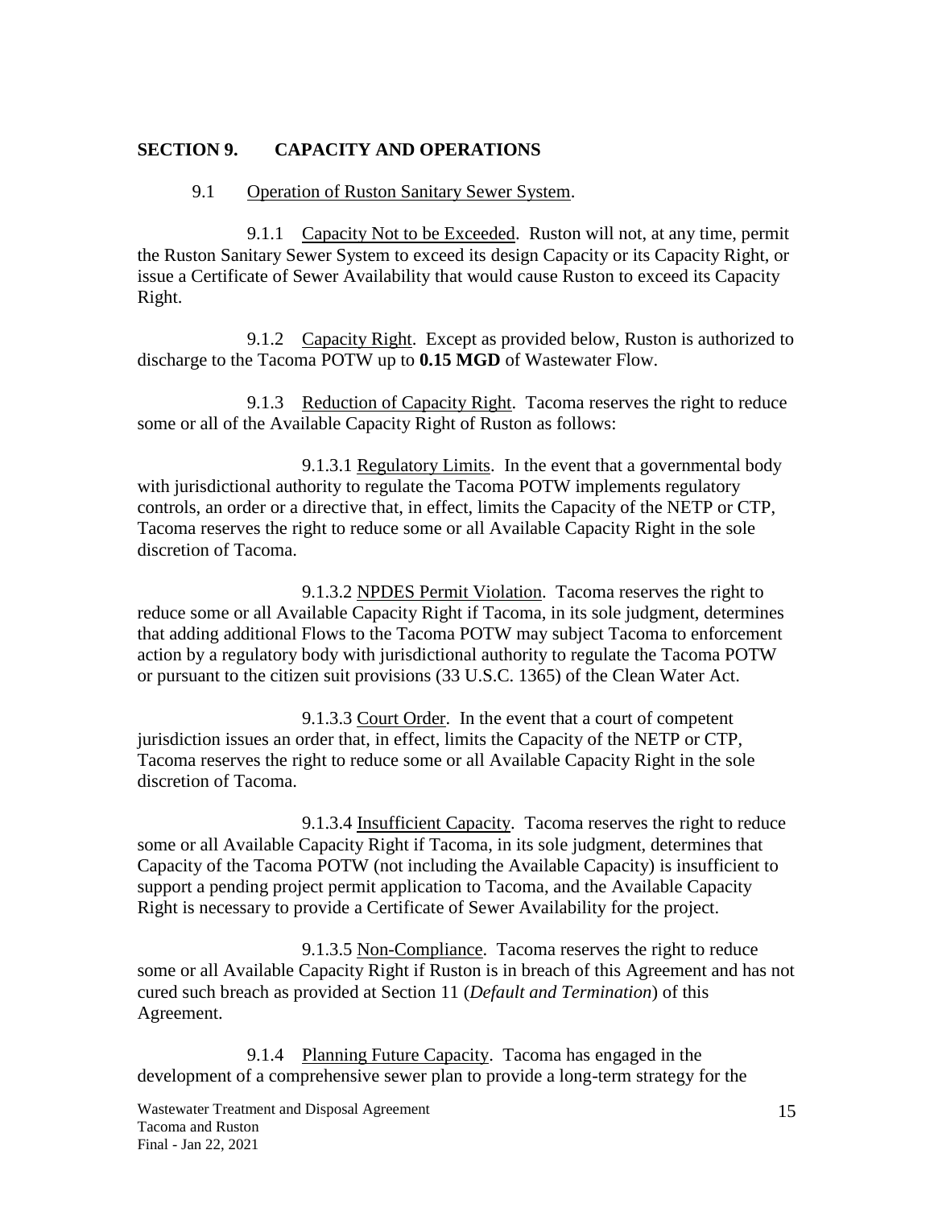## SECTION 9. CAPACITY AND OPERATIONS

9.1 Operation of Ruston Sanitary Sewer System.

9.1.1 Capacity Not to be Exceeded. Ruston will not, at any time, permit the Ruston Sanitary Sewer System to exceed its design Capacity or its Capacity Right, or issue a Certificate of Sewer Availability that would cause Ruston to exceed its Capacity Right.

9.1.2 Capacity Right. Except as provided below, Ruston is authorized to discharge to the Tacoma POTW up to **0.15 MGD** of Wastewater Flow.

9.1.3 Reduction of Capacity Right. Tacoma reserves the right to reduce some or all of the Available Capacity Right of Ruston as follows:

9.1.3.1 Regulatory Limits. In the event that a governmental body with jurisdictional authority to regulate the Tacoma POTW implements regulatory controls, an order or a directive that, in effect, limits the Capacity of the NETP or CTP, Tacoma reserves the right to reduce some or all Available Capacity Right in the sole discretion of Tacoma.

9.1.3.2 NPDES Permit Violation. Tacoma reserves the right to reduce some or all Available Capacity Right if Tacoma, in its sole judgment, determines that adding additional Flows to the Tacoma POTW may subject Tacoma to enforcement action by a regulatory body with jurisdictional authority to regulate the Tacoma POTW or pursuant to the citizen suit provisions (33 U.S.C. 1365) of the Clean Water Act.

9.1.3.3 Court Order. In the event that a court of competent jurisdiction issues an order that, in effect, limits the Capacity of the NETP or CTP, Tacoma reserves the right to reduce some or all Available Capacity Right in the sole discretion of Tacoma.

9.1.3.4 Insufficient Capacity. Tacoma reserves the right to reduce some or all Available Capacity Right if Tacoma, in its sole judgment, determines that Capacity of the Tacoma POTW (not including the Available Capacity) is insufficient to support a pending project permit application to Tacoma, and the Available Capacity Right is necessary to provide a Certificate of Sewer Availability for the project.

9.1.3.5 Non-Compliance. Tacoma reserves the right to reduce some or all Available Capacity Right if Ruston is in breach of this Agreement and has not cured such breach as provided at Section 11 (*Default and Termination*) of this Agreement.

9.1.4 Planning Future Capacity. Tacoma has engaged in the development of a comprehensive sewer plan to provide a long-term strategy for the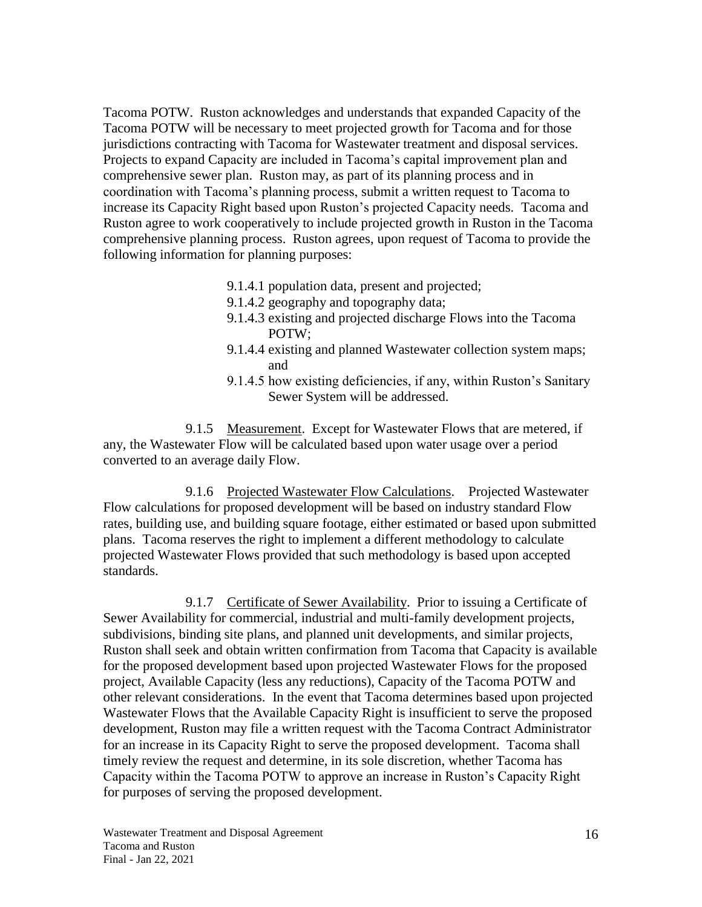Tacoma POTW. Ruston acknowledges and understands that expanded Capacity of the Tacoma POTW will be necessary to meet projected growth for Tacoma and for those jurisdictions contracting with Tacoma for Wastewater treatment and disposal services. Projects to expand Capacity are included in Tacoma's capital improvement plan and comprehensive sewer plan. Ruston may, as part of its planning process and in coordination with Tacoma's planning process, submit a written request to Tacoma to increase its Capacity Right based upon Ruston's projected Capacity needs. Tacoma and Ruston agree to work cooperatively to include projected growth in Ruston in the Tacoma comprehensive planning process. Ruston agrees, upon request of Tacoma to provide the following information for planning purposes:

- 9.1.4.1 population data, present and projected;
- 9.1.4.2 geography and topography data;
- 9.1.4.3 existing and projected discharge Flows into the Tacoma POTW;
- 9.1.4.4 existing and planned Wastewater collection system maps; and
- 9.1.4.5 how existing deficiencies, if any, within Ruston's Sanitary Sewer System will be addressed.

9.1.5 Measurement. Except for Wastewater Flows that are metered, if any, the Wastewater Flow will be calculated based upon water usage over a period converted to an average daily Flow.

9.1.6 Projected Wastewater Flow Calculations. Projected Wastewater Flow calculations for proposed development will be based on industry standard Flow rates, building use, and building square footage, either estimated or based upon submitted plans. Tacoma reserves the right to implement a different methodology to calculate projected Wastewater Flows provided that such methodology is based upon accepted standards.

9.1.7 Certificate of Sewer Availability. Prior to issuing a Certificate of Sewer Availability for commercial, industrial and multi-family development projects, subdivisions, binding site plans, and planned unit developments, and similar projects, Ruston shall seek and obtain written confirmation from Tacoma that Capacity is available for the proposed development based upon projected Wastewater Flows for the proposed project, Available Capacity (less any reductions), Capacity of the Tacoma POTW and other relevant considerations. In the event that Tacoma determines based upon projected Wastewater Flows that the Available Capacity Right is insufficient to serve the proposed development, Ruston may file a written request with the Tacoma Contract Administrator for an increase in its Capacity Right to serve the proposed development. Tacoma shall timely review the request and determine, in its sole discretion, whether Tacoma has Capacity within the Tacoma POTW to approve an increase in Ruston's Capacity Right for purposes of serving the proposed development.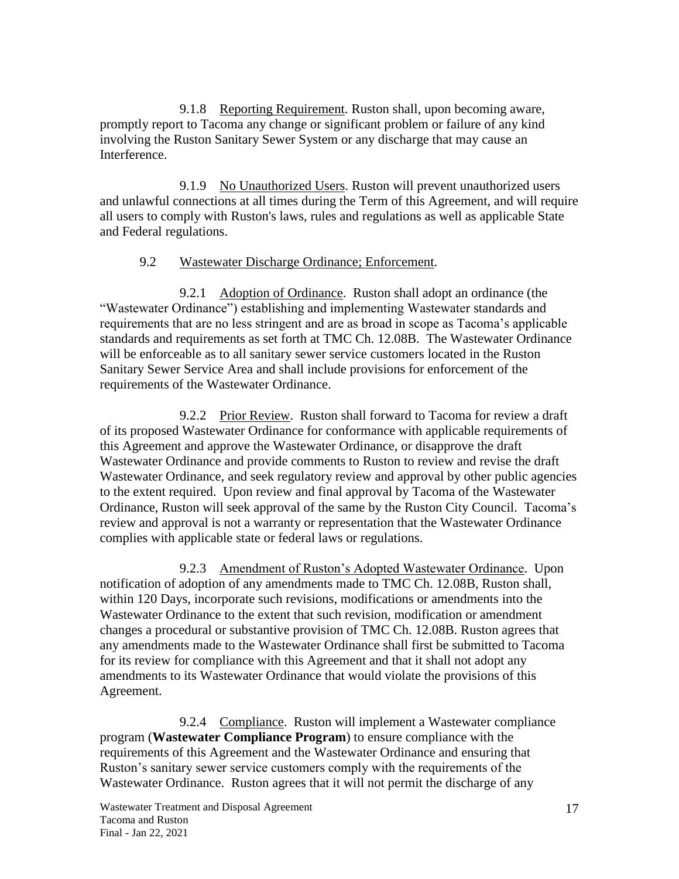9.1.8 Reporting Requirement. Ruston shall, upon becoming aware, promptly report to Tacoma any change or significant problem or failure of any kind involving the Ruston Sanitary Sewer System or any discharge that may cause an Interference.

9.1.9 No Unauthorized Users. Ruston will prevent unauthorized users and unlawful connections at all times during the Term of this Agreement, and will require all users to comply with Ruston's laws, rules and regulations as well as applicable State and Federal regulations.

9.2 Wastewater Discharge Ordinance; Enforcement.

9.2.1 Adoption of Ordinance. Ruston shall adopt an ordinance (the "Wastewater Ordinance") establishing and implementing Wastewater standards and requirements that are no less stringent and are as broad in scope as Tacoma's applicable standards and requirements as set forth at TMC Ch. 12.08B. The Wastewater Ordinance will be enforceable as to all sanitary sewer service customers located in the Ruston Sanitary Sewer Service Area and shall include provisions for enforcement of the requirements of the Wastewater Ordinance.

9.2.2 Prior Review. Ruston shall forward to Tacoma for review a draft of its proposed Wastewater Ordinance for conformance with applicable requirements of this Agreement and approve the Wastewater Ordinance, or disapprove the draft Wastewater Ordinance and provide comments to Ruston to review and revise the draft Wastewater Ordinance, and seek regulatory review and approval by other public agencies to the extent required. Upon review and final approval by Tacoma of the Wastewater Ordinance, Ruston will seek approval of the same by the Ruston City Council. Tacoma's review and approval is not a warranty or representation that the Wastewater Ordinance complies with applicable state or federal laws or regulations.

9.2.3 Amendment of Ruston's Adopted Wastewater Ordinance. Upon notification of adoption of any amendments made to TMC Ch. 12.08B, Ruston shall, within 120 Days, incorporate such revisions, modifications or amendments into the Wastewater Ordinance to the extent that such revision, modification or amendment changes a procedural or substantive provision of TMC Ch. 12.08B. Ruston agrees that any amendments made to the Wastewater Ordinance shall first be submitted to Tacoma for its review for compliance with this Agreement and that it shall not adopt any amendments to its Wastewater Ordinance that would violate the provisions of this Agreement.

9.2.4 Compliance. Ruston will implement a Wastewater compliance program (**Wastewater Compliance Program**) to ensure compliance with the requirements of this Agreement and the Wastewater Ordinance and ensuring that Ruston's sanitary sewer service customers comply with the requirements of the Wastewater Ordinance. Ruston agrees that it will not permit the discharge of any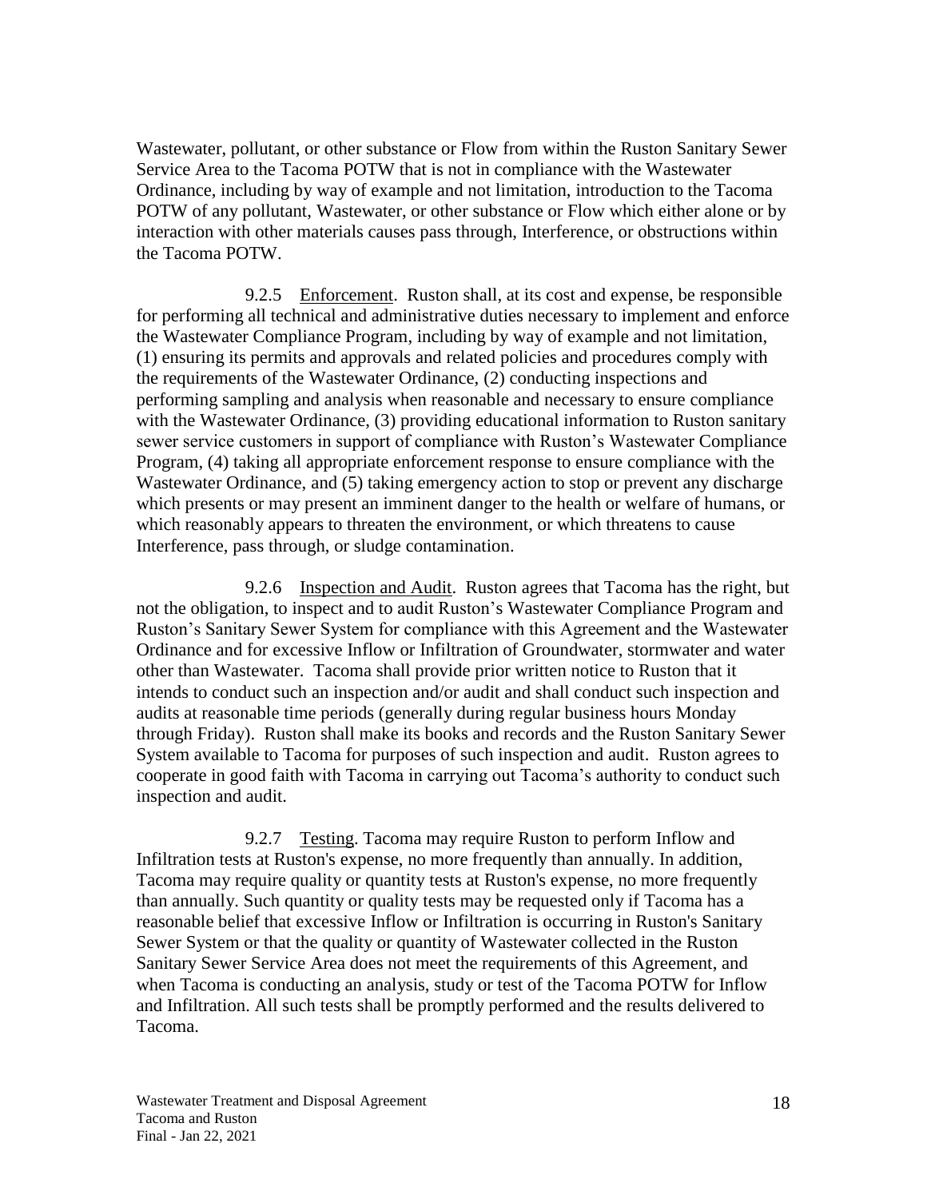Wastewater, pollutant, or other substance or Flow from within the Ruston Sanitary Sewer Service Area to the Tacoma POTW that is not in compliance with the Wastewater Ordinance, including by way of example and not limitation, introduction to the Tacoma POTW of any pollutant, Wastewater, or other substance or Flow which either alone or by interaction with other materials causes pass through, Interference, or obstructions within the Tacoma POTW.

9.2.5 Enforcement. Ruston shall, at its cost and expense, be responsible for performing all technical and administrative duties necessary to implement and enforce the Wastewater Compliance Program, including by way of example and not limitation, (1) ensuring its permits and approvals and related policies and procedures comply with the requirements of the Wastewater Ordinance, (2) conducting inspections and performing sampling and analysis when reasonable and necessary to ensure compliance with the Wastewater Ordinance, (3) providing educational information to Ruston sanitary sewer service customers in support of compliance with Ruston's Wastewater Compliance Program, (4) taking all appropriate enforcement response to ensure compliance with the Wastewater Ordinance, and (5) taking emergency action to stop or prevent any discharge which presents or may present an imminent danger to the health or welfare of humans, or which reasonably appears to threaten the environment, or which threatens to cause Interference, pass through, or sludge contamination.

9.2.6 Inspection and Audit. Ruston agrees that Tacoma has the right, but not the obligation, to inspect and to audit Ruston's Wastewater Compliance Program and Ruston's Sanitary Sewer System for compliance with this Agreement and the Wastewater Ordinance and for excessive Inflow or Infiltration of Groundwater, stormwater and water other than Wastewater. Tacoma shall provide prior written notice to Ruston that it intends to conduct such an inspection and/or audit and shall conduct such inspection and audits at reasonable time periods (generally during regular business hours Monday through Friday). Ruston shall make its books and records and the Ruston Sanitary Sewer System available to Tacoma for purposes of such inspection and audit. Ruston agrees to cooperate in good faith with Tacoma in carrying out Tacoma's authority to conduct such inspection and audit.

9.2.7 Testing. Tacoma may require Ruston to perform Inflow and Infiltration tests at Ruston's expense, no more frequently than annually. In addition, Tacoma may require quality or quantity tests at Ruston's expense, no more frequently than annually. Such quantity or quality tests may be requested only if Tacoma has a reasonable belief that excessive Inflow or Infiltration is occurring in Ruston's Sanitary Sewer System or that the quality or quantity of Wastewater collected in the Ruston Sanitary Sewer Service Area does not meet the requirements of this Agreement, and when Tacoma is conducting an analysis, study or test of the Tacoma POTW for Inflow and Infiltration. All such tests shall be promptly performed and the results delivered to Tacoma.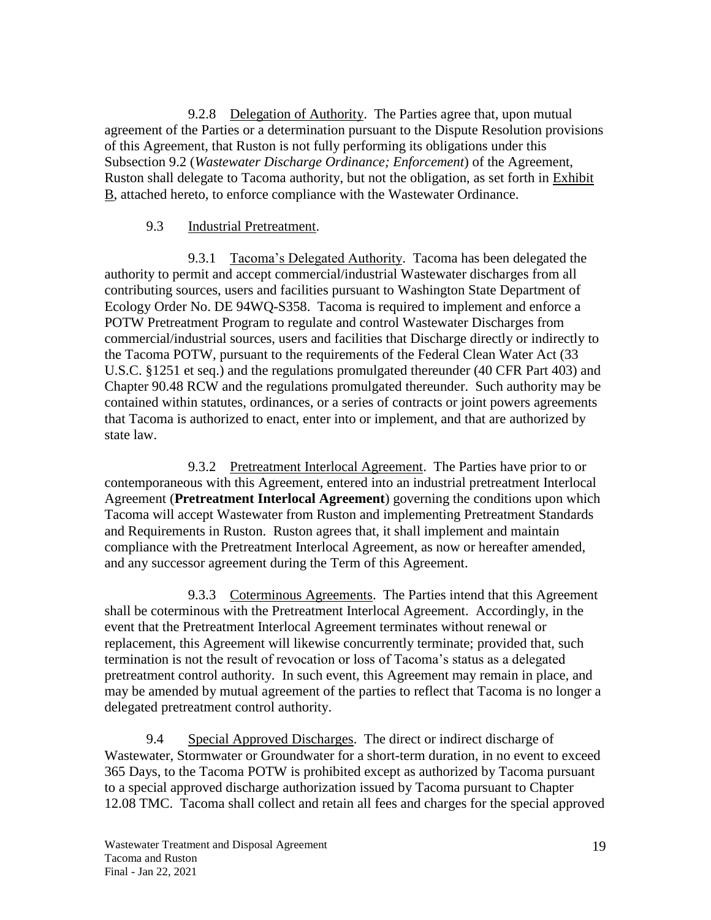9.2.8 Delegation of Authority. The Parties agree that, upon mutual agreement of the Parties or a determination pursuant to the Dispute Resolution provisions of this Agreement, that Ruston is not fully performing its obligations under this Subsection 9.2 (*Wastewater Discharge Ordinance; Enforcement*) of the Agreement, Ruston shall delegate to Tacoma authority, but not the obligation, as set forth in Exhibit B, attached hereto, to enforce compliance with the Wastewater Ordinance.

9.3 Industrial Pretreatment.

9.3.1 Tacoma's Delegated Authority. Tacoma has been delegated the authority to permit and accept commercial/industrial Wastewater discharges from all contributing sources, users and facilities pursuant to Washington State Department of Ecology Order No. DE 94WQ-S358. Tacoma is required to implement and enforce a POTW Pretreatment Program to regulate and control Wastewater Discharges from commercial/industrial sources, users and facilities that Discharge directly or indirectly to the Tacoma POTW, pursuant to the requirements of the Federal Clean Water Act (33 U.S.C. §1251 et seq.) and the regulations promulgated thereunder (40 CFR Part 403) and Chapter 90.48 RCW and the regulations promulgated thereunder. Such authority may be contained within statutes, ordinances, or a series of contracts or joint powers agreements that Tacoma is authorized to enact, enter into or implement, and that are authorized by state law.

9.3.2 Pretreatment Interlocal Agreement. The Parties have prior to or contemporaneous with this Agreement, entered into an industrial pretreatment Interlocal Agreement (**Pretreatment Interlocal Agreement**) governing the conditions upon which Tacoma will accept Wastewater from Ruston and implementing Pretreatment Standards and Requirements in Ruston. Ruston agrees that, it shall implement and maintain compliance with the Pretreatment Interlocal Agreement, as now or hereafter amended, and any successor agreement during the Term of this Agreement.

9.3.3 Coterminous Agreements. The Parties intend that this Agreement shall be coterminous with the Pretreatment Interlocal Agreement. Accordingly, in the event that the Pretreatment Interlocal Agreement terminates without renewal or replacement, this Agreement will likewise concurrently terminate; provided that, such termination is not the result of revocation or loss of Tacoma's status as a delegated pretreatment control authority. In such event, this Agreement may remain in place, and may be amended by mutual agreement of the parties to reflect that Tacoma is no longer a delegated pretreatment control authority.

9.4 Special Approved Discharges. The direct or indirect discharge of Wastewater, Stormwater or Groundwater for a short-term duration, in no event to exceed 365 Days, to the Tacoma POTW is prohibited except as authorized by Tacoma pursuant to a special approved discharge authorization issued by Tacoma pursuant to Chapter 12.08 TMC. Tacoma shall collect and retain all fees and charges for the special approved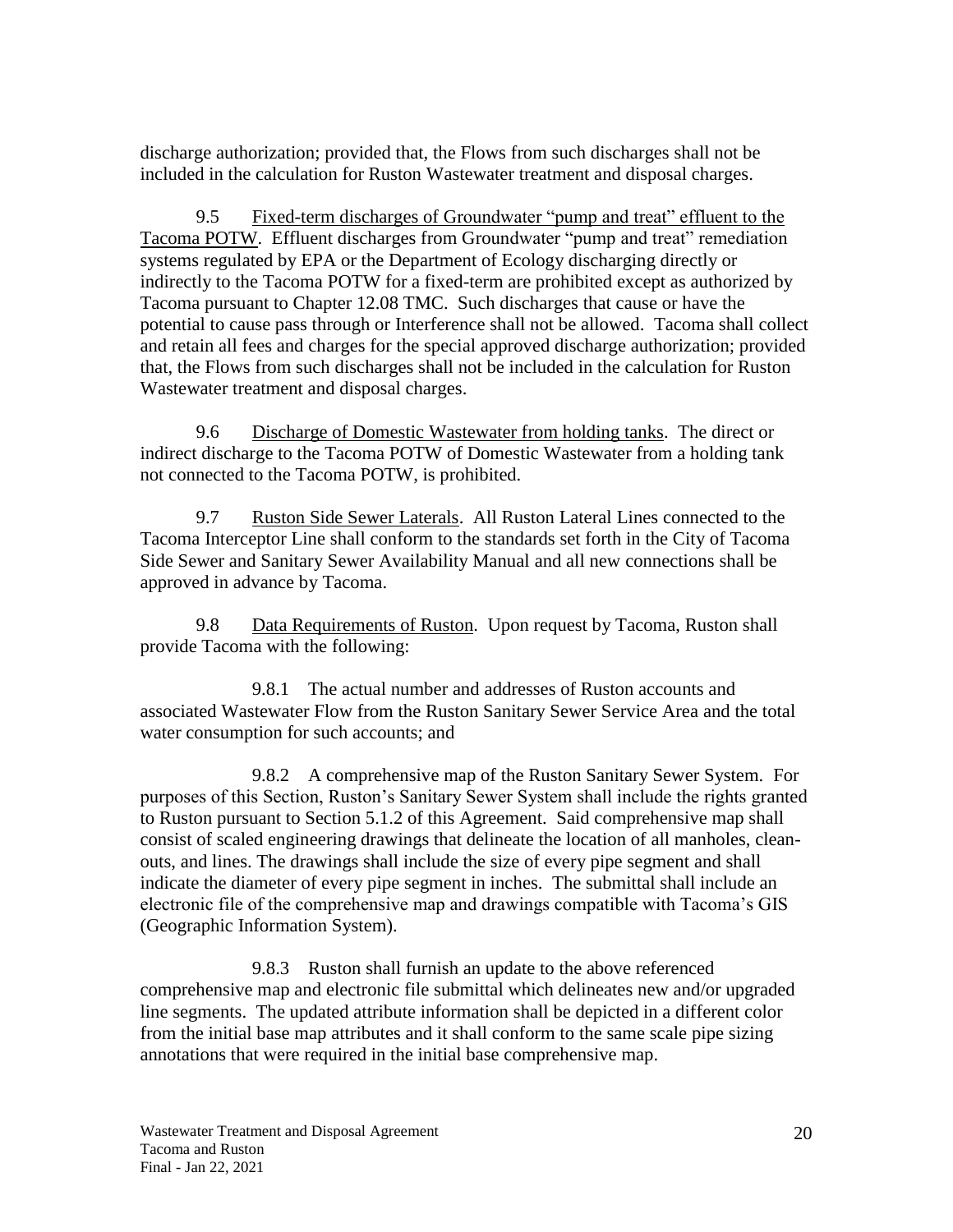discharge authorization; provided that, the Flows from such discharges shall not be included in the calculation for Ruston Wastewater treatment and disposal charges.

9.5 Fixed-term discharges of Groundwater "pump and treat" effluent to the Tacoma POTW. Effluent discharges from Groundwater "pump and treat" remediation systems regulated by EPA or the Department of Ecology discharging directly or indirectly to the Tacoma POTW for a fixed-term are prohibited except as authorized by Tacoma pursuant to Chapter 12.08 TMC. Such discharges that cause or have the potential to cause pass through or Interference shall not be allowed. Tacoma shall collect and retain all fees and charges for the special approved discharge authorization; provided that, the Flows from such discharges shall not be included in the calculation for Ruston Wastewater treatment and disposal charges.

9.6 Discharge of Domestic Wastewater from holding tanks. The direct or indirect discharge to the Tacoma POTW of Domestic Wastewater from a holding tank not connected to the Tacoma POTW, is prohibited.

9.7 Ruston Side Sewer Laterals. All Ruston Lateral Lines connected to the Tacoma Interceptor Line shall conform to the standards set forth in the City of Tacoma Side Sewer and Sanitary Sewer Availability Manual and all new connections shall be approved in advance by Tacoma.

9.8 Data Requirements of Ruston. Upon request by Tacoma, Ruston shall provide Tacoma with the following:

9.8.1 The actual number and addresses of Ruston accounts and associated Wastewater Flow from the Ruston Sanitary Sewer Service Area and the total water consumption for such accounts; and

9.8.2 A comprehensive map of the Ruston Sanitary Sewer System. For purposes of this Section, Ruston's Sanitary Sewer System shall include the rights granted to Ruston pursuant to Section 5.1.2 of this Agreement. Said comprehensive map shall consist of scaled engineering drawings that delineate the location of all manholes, clean-outs, and lines. The drawings shall include the size of every pipe segment and shall indicate the diameter of every pipe segment in inches. The submittal shall include an electronic file of the comprehensive map and drawings compatible with Tacoma's GIS (Geographic Information System).

9.8.3 Ruston shall furnish an update to the above referenced comprehensive map and electronic file submittal which delineates new and/or upgraded line segments. The updated attribute information shall be depicted in a different color from the initial base map attributes and it shall conform to the same scale pipe sizing annotations that were required in the initial base comprehensive map.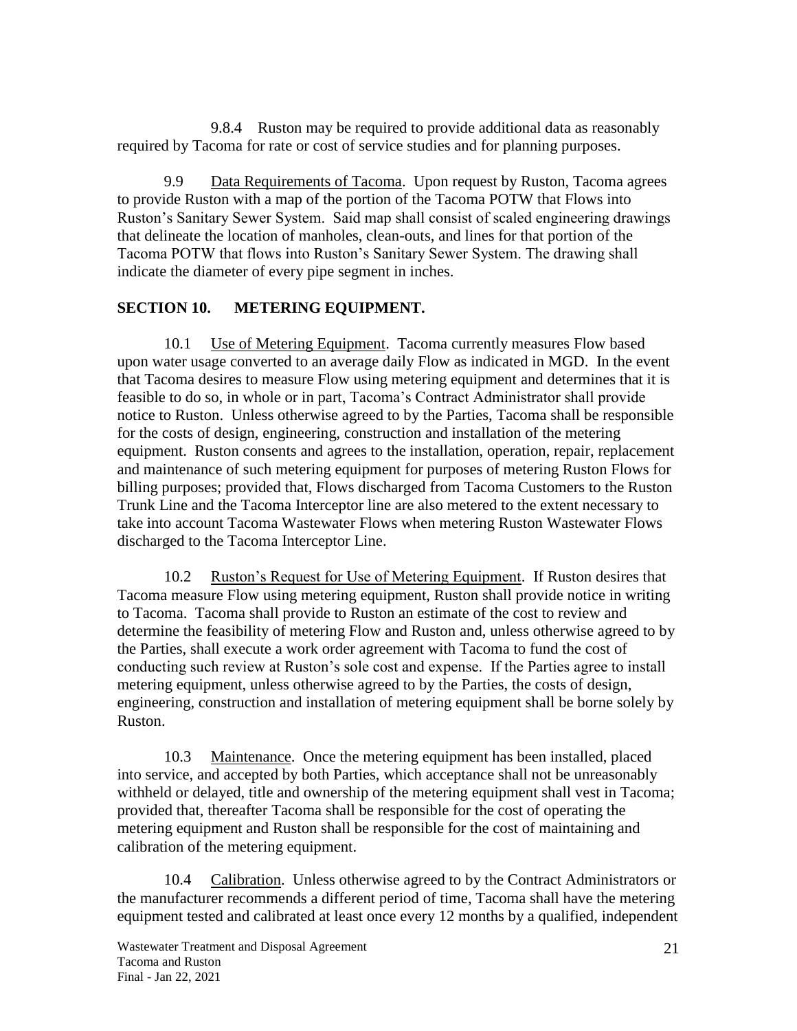9.8.4 Ruston may be required to provide additional data as reasonably required by Tacoma for rate or cost of service studies and for planning purposes.

9.9 Data Requirements of Tacoma. Upon request by Ruston, Tacoma agrees to provide Ruston with a map of the portion of the Tacoma POTW that Flows into Ruston's Sanitary Sewer System. Said map shall consist of scaled engineering drawings that delineate the location of manholes, clean-outs, and lines for that portion of the Tacoma POTW that flows into Ruston's Sanitary Sewer System. The drawing shall indicate the diameter of every pipe segment in inches.

## SECTION 10. METERING EQUIPMENT.

10.1 Use of Metering Equipment. Tacoma currently measures Flow based upon water usage converted to an average daily Flow as indicated in MGD. In the event that Tacoma desires to measure Flow using metering equipment and determines that it is feasible to do so, in whole or in part, Tacoma's Contract Administrator shall provide notice to Ruston. Unless otherwise agreed to by the Parties, Tacoma shall be responsible for the costs of design, engineering, construction and installation of the metering equipment. Ruston consents and agrees to the installation, operation, repair, replacement and maintenance of such metering equipment for purposes of metering Ruston Flows for billing purposes; provided that, Flows discharged from Tacoma Customers to the Ruston Trunk Line and the Tacoma Interceptor line are also metered to the extent necessary to take into account Tacoma Wastewater Flows when metering Ruston Wastewater Flows discharged to the Tacoma Interceptor Line.

10.2 Ruston's Request for Use of Metering Equipment. If Ruston desires that Tacoma measure Flow using metering equipment, Ruston shall provide notice in writing to Tacoma. Tacoma shall provide to Ruston an estimate of the cost to review and determine the feasibility of metering Flow and Ruston and, unless otherwise agreed to by the Parties, shall execute a work order agreement with Tacoma to fund the cost of conducting such review at Ruston's sole cost and expense. If the Parties agree to install metering equipment, unless otherwise agreed to by the Parties, the costs of design, engineering, construction and installation of metering equipment shall be borne solely by Ruston.

10.3 Maintenance. Once the metering equipment has been installed, placed into service, and accepted by both Parties, which acceptance shall not be unreasonably withheld or delayed, title and ownership of the metering equipment shall vest in Tacoma; provided that, thereafter Tacoma shall be responsible for the cost of operating the metering equipment and Ruston shall be responsible for the cost of maintaining and calibration of the metering equipment.

10.4 Calibration. Unless otherwise agreed to by the Contract Administrators or the manufacturer recommends a different period of time, Tacoma shall have the metering equipment tested and calibrated at least once every 12 months by a qualified, independent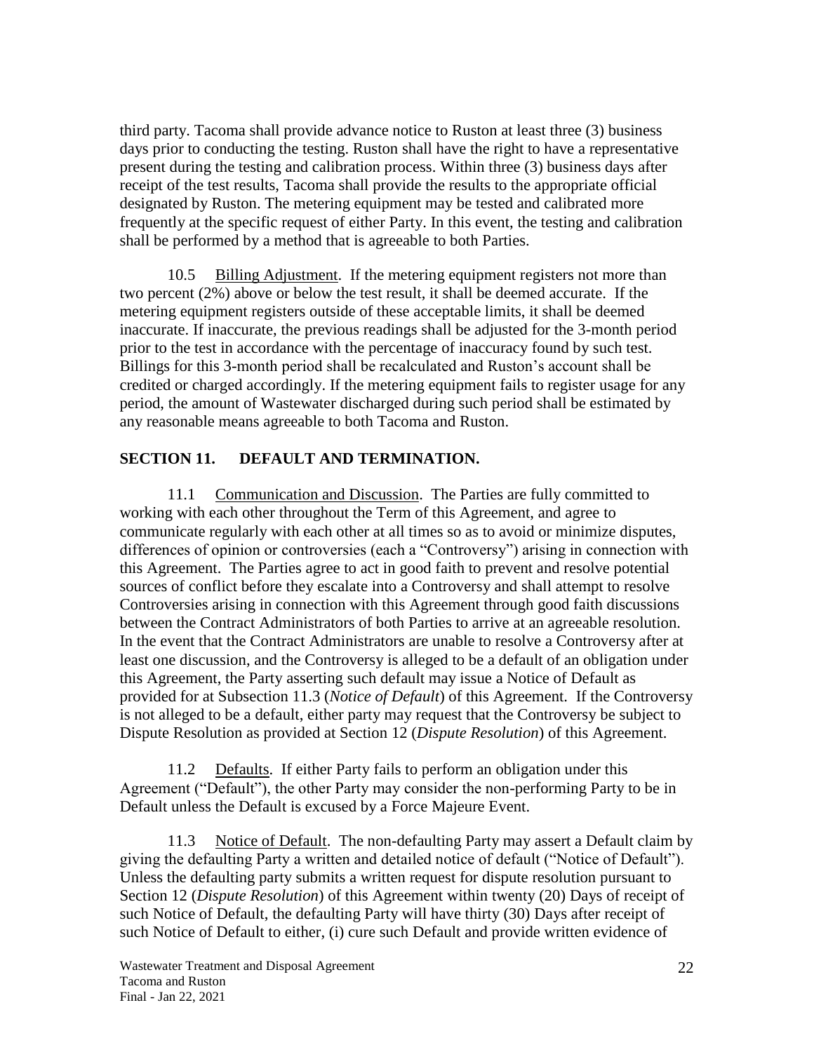third party. Tacoma shall provide advance notice to Ruston at least three (3) business days prior to conducting the testing. Ruston shall have the right to have a representative present during the testing and calibration process. Within three (3) business days after receipt of the test results, Tacoma shall provide the results to the appropriate official designated by Ruston. The metering equipment may be tested and calibrated more frequently at the specific request of either Party. In this event, the testing and calibration shall be performed by a method that is agreeable to both Parties.

10.5 Billing Adjustment. If the metering equipment registers not more than two percent (2%) above or below the test result, it shall be deemed accurate. If the metering equipment registers outside of these acceptable limits, it shall be deemed inaccurate. If inaccurate, the previous readings shall be adjusted for the 3-month period prior to the test in accordance with the percentage of inaccuracy found by such test. Billings for this 3-month period shall be recalculated and Ruston's account shall be credited or charged accordingly. If the metering equipment fails to register usage for any period, the amount of Wastewater discharged during such period shall be estimated by any reasonable means agreeable to both Tacoma and Ruston.

## SECTION 11. DEFAULT AND TERMINATION.

11.1 Communication and Discussion. The Parties are fully committed to working with each other throughout the Term of this Agreement, and agree to communicate regularly with each other at all times so as to avoid or minimize disputes, differences of opinion or controversies (each a "Controversy") arising in connection with this Agreement. The Parties agree to act in good faith to prevent and resolve potential sources of conflict before they escalate into a Controversy and shall attempt to resolve Controversies arising in connection with this Agreement through good faith discussions between the Contract Administrators of both Parties to arrive at an agreeable resolution. In the event that the Contract Administrators are unable to resolve a Controversy after at least one discussion, and the Controversy is alleged to be a default of an obligation under this Agreement, the Party asserting such default may issue a Notice of Default as provided for at Subsection 11.3 (*Notice of Default*) of this Agreement. If the Controversy is not alleged to be a default, either party may request that the Controversy be subject to Dispute Resolution as provided at Section 12 (*Dispute Resolution*) of this Agreement.

11.2 Defaults. If either Party fails to perform an obligation under this Agreement ("Default"), the other Party may consider the non-performing Party to be in Default unless the Default is excused by a Force Majeure Event.

11.3 Notice of Default. The non-defaulting Party may assert a Default claim by giving the defaulting Party a written and detailed notice of default ("Notice of Default"). Unless the defaulting party submits a written request for dispute resolution pursuant to Section 12 (*Dispute Resolution*) of this Agreement within twenty (20) Days of receipt of such Notice of Default, the defaulting Party will have thirty (30) Days after receipt of such Notice of Default to either, (i) cure such Default and provide written evidence of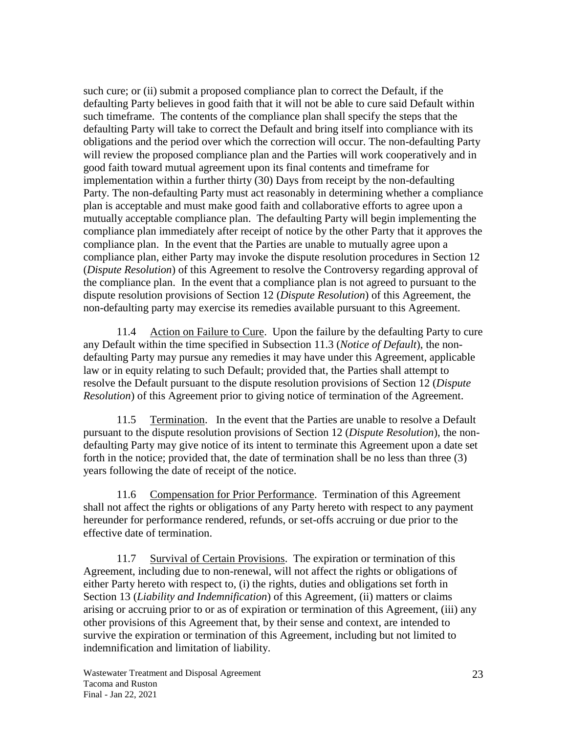such cure; or (ii) submit a proposed compliance plan to correct the Default, if the defaulting Party believes in good faith that it will not be able to cure said Default within such timeframe. The contents of the compliance plan shall specify the steps that the defaulting Party will take to correct the Default and bring itself into compliance with its obligations and the period over which the correction will occur. The non-defaulting Party will review the proposed compliance plan and the Parties will work cooperatively and in good faith toward mutual agreement upon its final contents and timeframe for implementation within a further thirty (30) Days from receipt by the non-defaulting Party. The non-defaulting Party must act reasonably in determining whether a compliance plan is acceptable and must make good faith and collaborative efforts to agree upon a mutually acceptable compliance plan. The defaulting Party will begin implementing the compliance plan immediately after receipt of notice by the other Party that it approves the compliance plan. In the event that the Parties are unable to mutually agree upon a compliance plan, either Party may invoke the dispute resolution procedures in Section 12 (*Dispute Resolution*) of this Agreement to resolve the Controversy regarding approval of the compliance plan. In the event that a compliance plan is not agreed to pursuant to the dispute resolution provisions of Section 12 (*Dispute Resolution*) of this Agreement, the non-defaulting party may exercise its remedies available pursuant to this Agreement.

11.4 Action on Failure to Cure. Upon the failure by the defaulting Party to cure any Default within the time specified in Subsection 11.3 (*Notice of Default*), the non-defaulting Party may pursue any remedies it may have under this Agreement, applicable law or in equity relating to such Default; provided that, the Parties shall attempt to resolve the Default pursuant to the dispute resolution provisions of Section 12 (*Dispute Resolution*) of this Agreement prior to giving notice of termination of the Agreement.

11.5 Termination. In the event that the Parties are unable to resolve a Default pursuant to the dispute resolution provisions of Section 12 (*Dispute Resolution*), the non-defaulting Party may give notice of its intent to terminate this Agreement upon a date set forth in the notice; provided that, the date of termination shall be no less than three (3) years following the date of receipt of the notice.

11.6 Compensation for Prior Performance. Termination of this Agreement shall not affect the rights or obligations of any Party hereto with respect to any payment hereunder for performance rendered, refunds, or set-offs accruing or due prior to the effective date of termination.

11.7 Survival of Certain Provisions. The expiration or termination of this Agreement, including due to non-renewal, will not affect the rights or obligations of either Party hereto with respect to, (i) the rights, duties and obligations set forth in Section 13 (*Liability and Indemnification*) of this Agreement, (ii) matters or claims arising or accruing prior to or as of expiration or termination of this Agreement, (iii) any other provisions of this Agreement that, by their sense and context, are intended to survive the expiration or termination of this Agreement, including but not limited to indemnification and limitation of liability.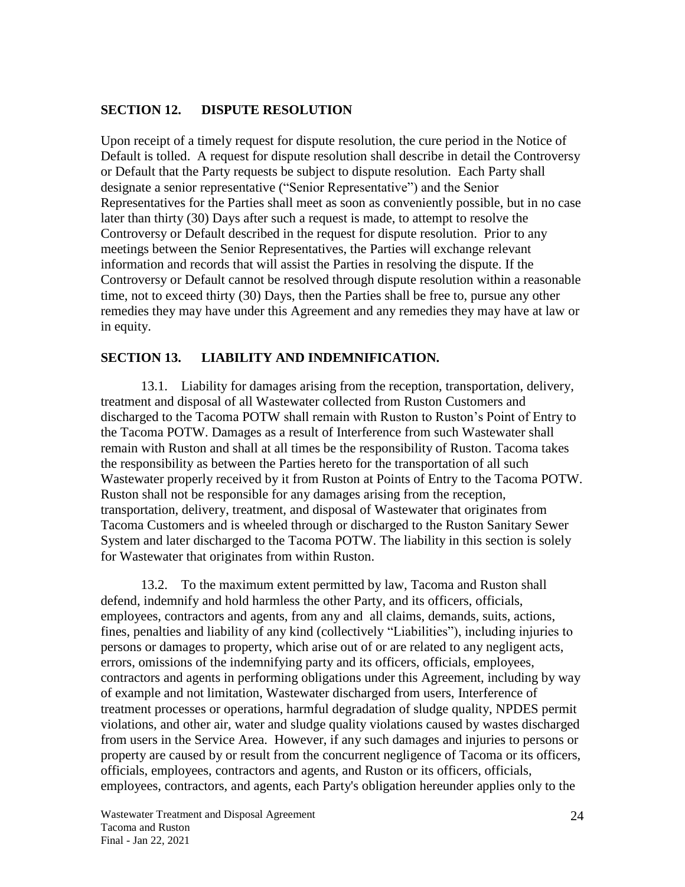## SECTION 12. DISPUTE RESOLUTION

Upon receipt of a timely request for dispute resolution, the cure period in the Notice of Default is tolled. A request for dispute resolution shall describe in detail the Controversy or Default that the Party requests be subject to dispute resolution. Each Party shall designate a senior representative ("Senior Representative") and the Senior Representatives for the Parties shall meet as soon as conveniently possible, but in no case later than thirty (30) Days after such a request is made, to attempt to resolve the Controversy or Default described in the request for dispute resolution. Prior to any meetings between the Senior Representatives, the Parties will exchange relevant information and records that will assist the Parties in resolving the dispute. If the Controversy or Default cannot be resolved through dispute resolution within a reasonable time, not to exceed thirty (30) Days, then the Parties shall be free to, pursue any other remedies they may have under this Agreement and any remedies they may have at law or in equity.

## SECTION 13. LIABILITY AND INDEMNIFICATION.

13.1. Liability for damages arising from the reception, transportation, delivery, treatment and disposal of all Wastewater collected from Ruston Customers and discharged to the Tacoma POTW shall remain with Ruston to Ruston's Point of Entry to the Tacoma POTW. Damages as a result of Interference from such Wastewater shall remain with Ruston and shall at all times be the responsibility of Ruston. Tacoma takes the responsibility as between the Parties hereto for the transportation of all such Wastewater properly received by it from Ruston at Points of Entry to the Tacoma POTW. Ruston shall not be responsible for any damages arising from the reception, transportation, delivery, treatment, and disposal of Wastewater that originates from Tacoma Customers and is wheeled through or discharged to the Ruston Sanitary Sewer System and later discharged to the Tacoma POTW. The liability in this section is solely for Wastewater that originates from within Ruston.

13.2. To the maximum extent permitted by law, Tacoma and Ruston shall defend, indemnify and hold harmless the other Party, and its officers, officials, employees, contractors and agents, from any and all claims, demands, suits, actions, fines, penalties and liability of any kind (collectively "Liabilities"), including injuries to persons or damages to property, which arise out of or are related to any negligent acts, errors, omissions of the indemnifying party and its officers, officials, employees, contractors and agents in performing obligations under this Agreement, including by way of example and not limitation, Wastewater discharged from users, Interference of treatment processes or operations, harmful degradation of sludge quality, NPDES permit violations, and other air, water and sludge quality violations caused by wastes discharged from users in the Service Area. However, if any such damages and injuries to persons or property are caused by or result from the concurrent negligence of Tacoma or its officers, officials, employees, contractors and agents, and Ruston or its officers, officials, employees, contractors, and agents, each Party's obligation hereunder applies only to the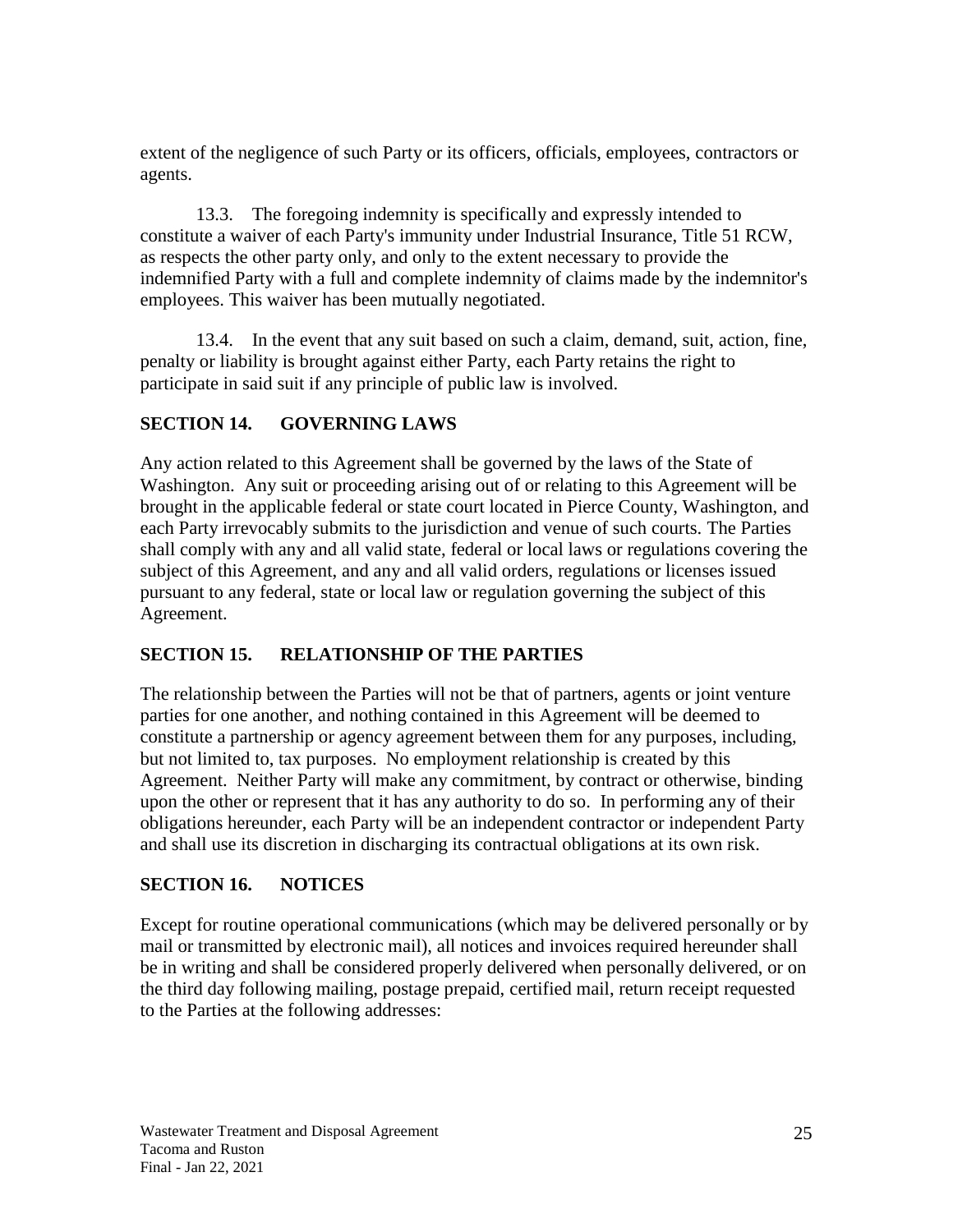extent of the negligence of such Party or its officers, officials, employees, contractors or agents.

13.3. The foregoing indemnity is specifically and expressly intended to constitute a waiver of each Party's immunity under Industrial Insurance, Title 51 RCW, as respects the other party only, and only to the extent necessary to provide the indemnified Party with a full and complete indemnity of claims made by the indemnitor's employees. This waiver has been mutually negotiated.

13.4. In the event that any suit based on such a claim, demand, suit, action, fine, penalty or liability is brought against either Party, each Party retains the right to participate in said suit if any principle of public law is involved.

## SECTION 14. GOVERNING LAWS

Any action related to this Agreement shall be governed by the laws of the State of Washington. Any suit or proceeding arising out of or relating to this Agreement will be brought in the applicable federal or state court located in Pierce County, Washington, and each Party irrevocably submits to the jurisdiction and venue of such courts. The Parties shall comply with any and all valid state, federal or local laws or regulations covering the subject of this Agreement, and any and all valid orders, regulations or licenses issued pursuant to any federal, state or local law or regulation governing the subject of this Agreement.

## SECTION 15. RELATIONSHIP OF THE PARTIES

The relationship between the Parties will not be that of partners, agents or joint venture parties for one another, and nothing contained in this Agreement will be deemed to constitute a partnership or agency agreement between them for any purposes, including, but not limited to, tax purposes. No employment relationship is created by this Agreement. Neither Party will make any commitment, by contract or otherwise, binding upon the other or represent that it has any authority to do so. In performing any of their obligations hereunder, each Party will be an independent contractor or independent Party and shall use its discretion in discharging its contractual obligations at its own risk.

## SECTION 16. NOTICES

Except for routine operational communications (which may be delivered personally or by mail or transmitted by electronic mail), all notices and invoices required hereunder shall be in writing and shall be considered properly delivered when personally delivered, or on the third day following mailing, postage prepaid, certified mail, return receipt requested to the Parties at the following addresses: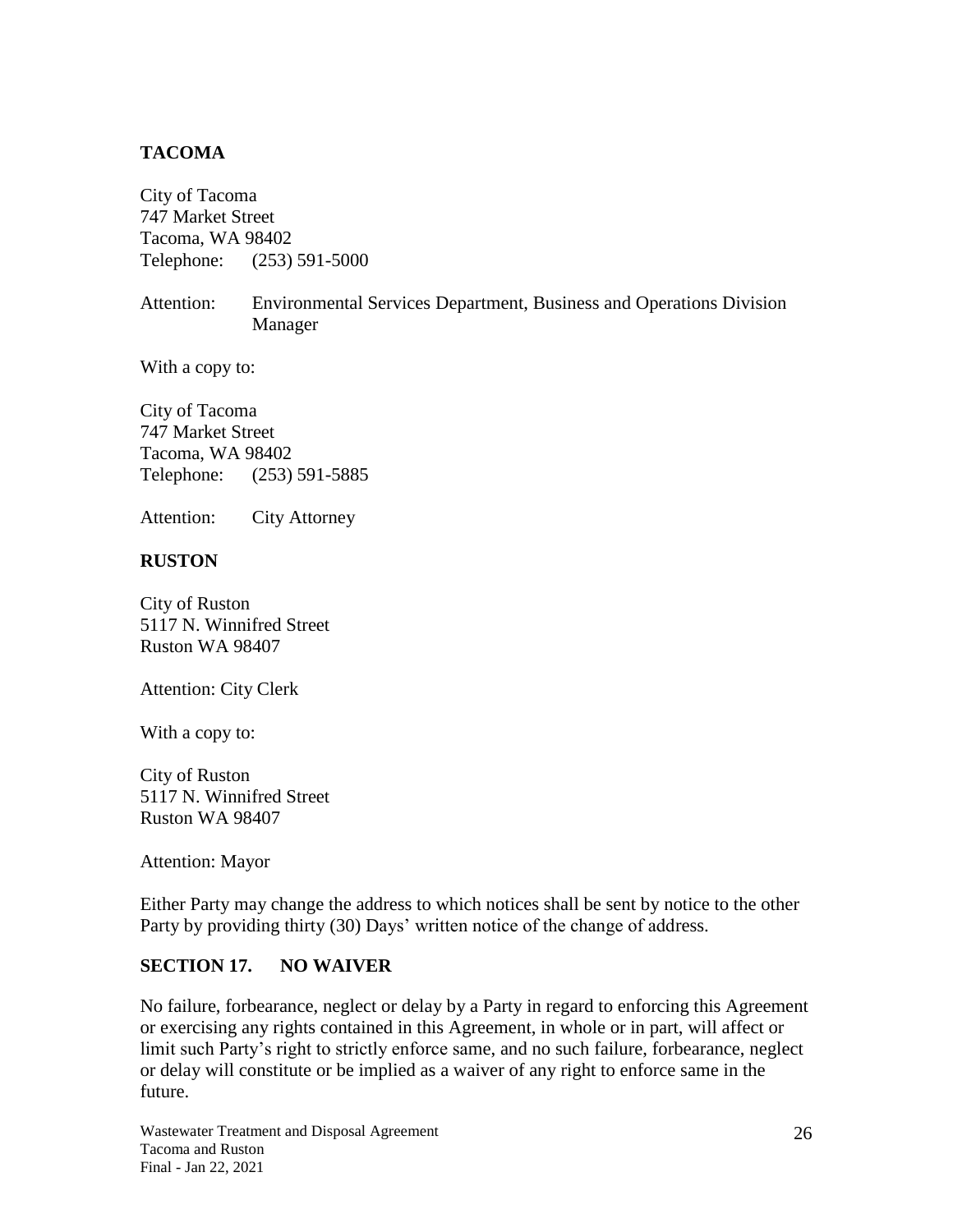**TACOMA**

City of Tacoma
747 Market Street
Tacoma, WA 98402
Telephone: (253) 591-5000

Attention: Environmental Services Department, Business and Operations Division Manager

With a copy to:

City of Tacoma
747 Market Street
Tacoma, WA 98402
Telephone: (253) 591-5885

Attention: City Attorney

**RUSTON**

City of Ruston
5117 N. Winnifred Street
Ruston WA 98407

Attention: City Clerk

With a copy to:

City of Ruston
5117 N. Winnifred Street
Ruston WA 98407

Attention: Mayor

Either Party may change the address to which notices shall be sent by notice to the other Party by providing thirty (30) Days' written notice of the change of address.

## SECTION 17. NO WAIVER

No failure, forbearance, neglect or delay by a Party in regard to enforcing this Agreement or exercising any rights contained in this Agreement, in whole or in part, will affect or limit such Party's right to strictly enforce same, and no such failure, forbearance, neglect or delay will constitute or be implied as a waiver of any right to enforce same in the future.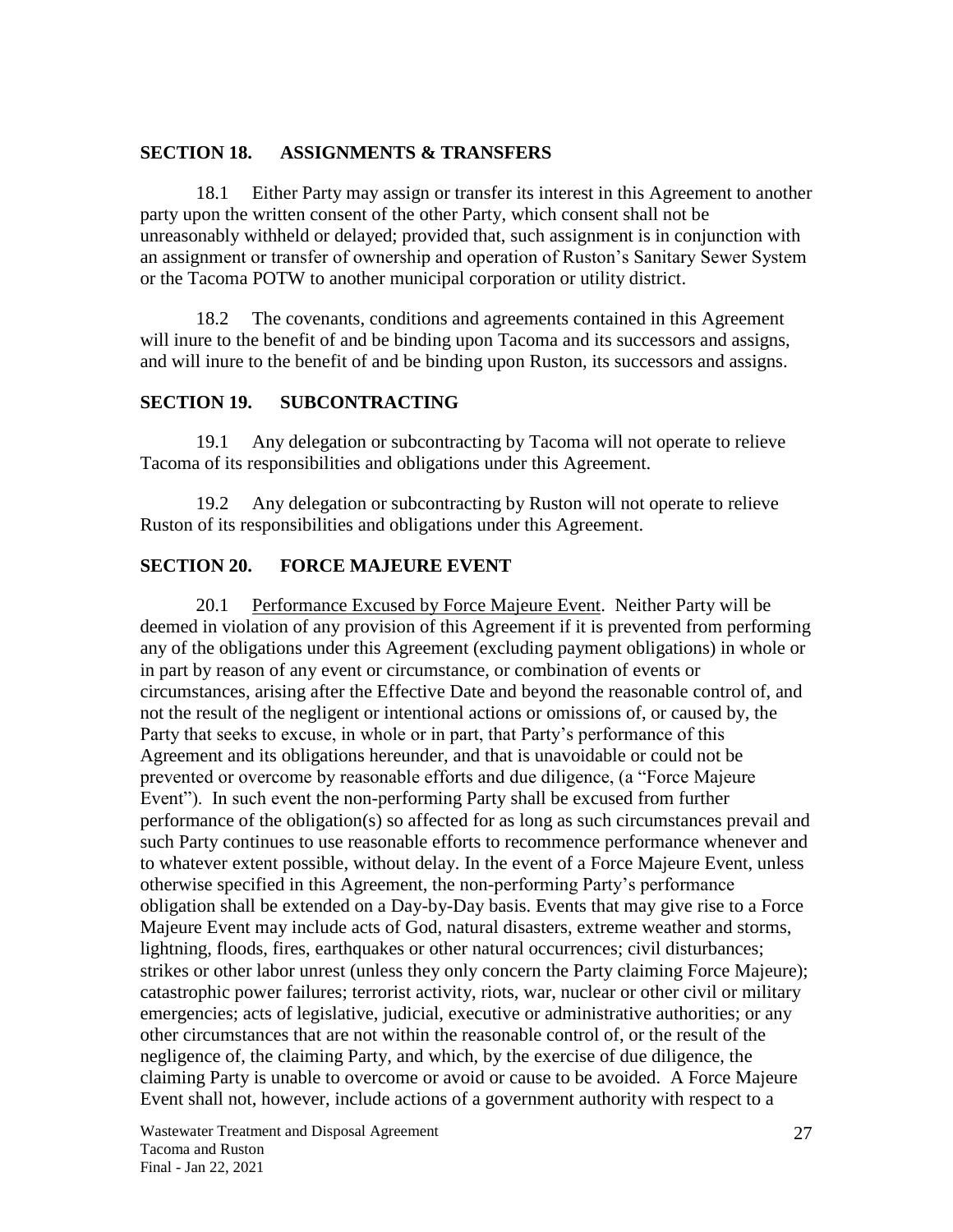## SECTION 18. ASSIGNMENTS & TRANSFERS

18.1 Either Party may assign or transfer its interest in this Agreement to another party upon the written consent of the other Party, which consent shall not be unreasonably withheld or delayed; provided that, such assignment is in conjunction with an assignment or transfer of ownership and operation of Ruston's Sanitary Sewer System or the Tacoma POTW to another municipal corporation or utility district.

18.2 The covenants, conditions and agreements contained in this Agreement will inure to the benefit of and be binding upon Tacoma and its successors and assigns, and will inure to the benefit of and be binding upon Ruston, its successors and assigns.

## SECTION 19. SUBCONTRACTING

19.1 Any delegation or subcontracting by Tacoma will not operate to relieve Tacoma of its responsibilities and obligations under this Agreement.

19.2 Any delegation or subcontracting by Ruston will not operate to relieve Ruston of its responsibilities and obligations under this Agreement.

## SECTION 20. FORCE MAJEURE EVENT

20.1 Performance Excused by Force Majeure Event. Neither Party will be deemed in violation of any provision of this Agreement if it is prevented from performing any of the obligations under this Agreement (excluding payment obligations) in whole or in part by reason of any event or circumstance, or combination of events or circumstances, arising after the Effective Date and beyond the reasonable control of, and not the result of the negligent or intentional actions or omissions of, or caused by, the Party that seeks to excuse, in whole or in part, that Party's performance of this Agreement and its obligations hereunder, and that is unavoidable or could not be prevented or overcome by reasonable efforts and due diligence, (a "Force Majeure Event"). In such event the non-performing Party shall be excused from further performance of the obligation(s) so affected for as long as such circumstances prevail and such Party continues to use reasonable efforts to recommence performance whenever and to whatever extent possible, without delay. In the event of a Force Majeure Event, unless otherwise specified in this Agreement, the non-performing Party's performance obligation shall be extended on a Day-by-Day basis. Events that may give rise to a Force Majeure Event may include acts of God, natural disasters, extreme weather and storms, lightning, floods, fires, earthquakes or other natural occurrences; civil disturbances; strikes or other labor unrest (unless they only concern the Party claiming Force Majeure); catastrophic power failures; terrorist activity, riots, war, nuclear or other civil or military emergencies; acts of legislative, judicial, executive or administrative authorities; or any other circumstances that are not within the reasonable control of, or the result of the negligence of, the claiming Party, and which, by the exercise of due diligence, the claiming Party is unable to overcome or avoid or cause to be avoided. A Force Majeure Event shall not, however, include actions of a government authority with respect to a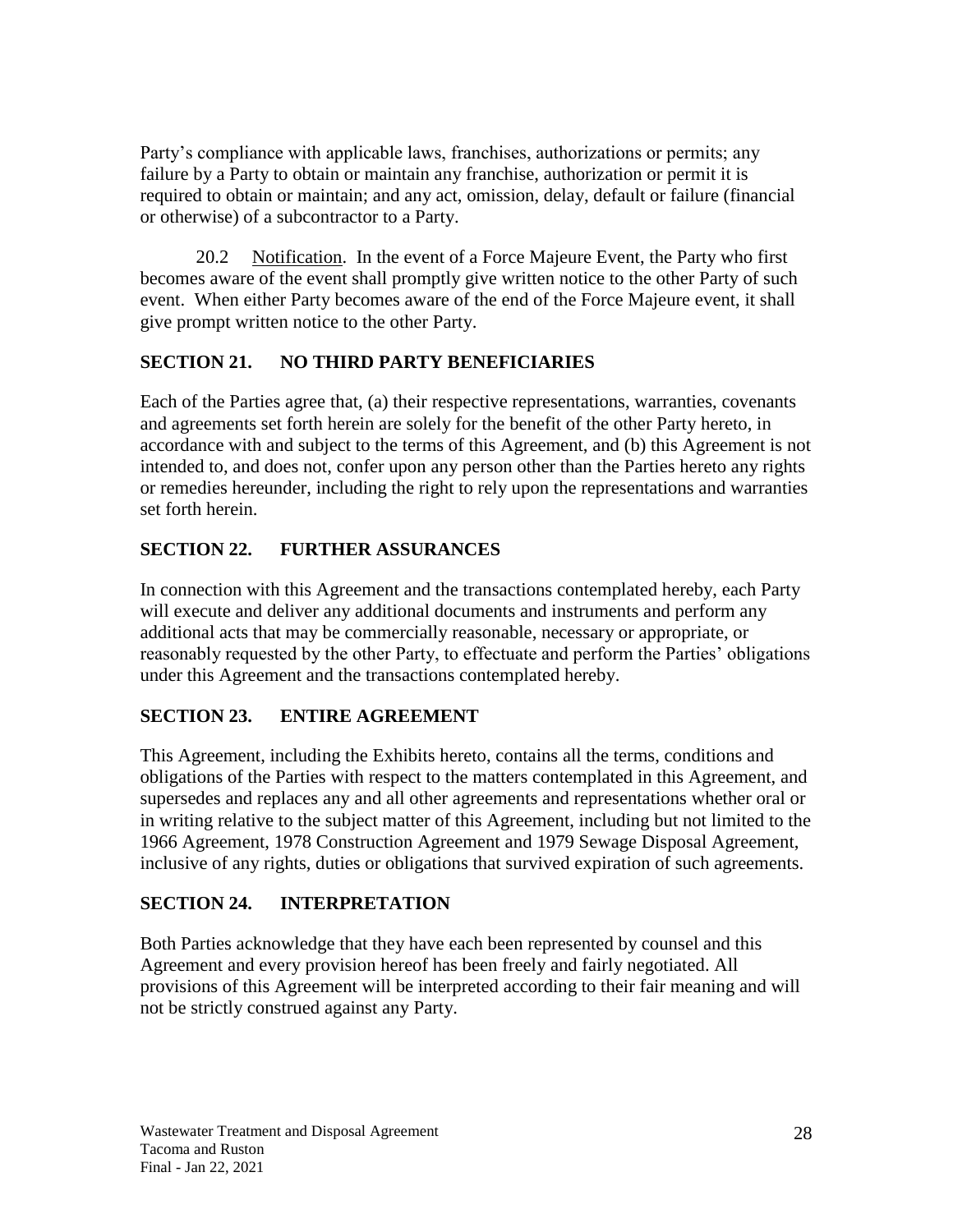Party's compliance with applicable laws, franchises, authorizations or permits; any failure by a Party to obtain or maintain any franchise, authorization or permit it is required to obtain or maintain; and any act, omission, delay, default or failure (financial or otherwise) of a subcontractor to a Party.

20.2 Notification. In the event of a Force Majeure Event, the Party who first becomes aware of the event shall promptly give written notice to the other Party of such event. When either Party becomes aware of the end of the Force Majeure event, it shall give prompt written notice to the other Party.

## SECTION 21. NO THIRD PARTY BENEFICIARIES

Each of the Parties agree that, (a) their respective representations, warranties, covenants and agreements set forth herein are solely for the benefit of the other Party hereto, in accordance with and subject to the terms of this Agreement, and (b) this Agreement is not intended to, and does not, confer upon any person other than the Parties hereto any rights or remedies hereunder, including the right to rely upon the representations and warranties set forth herein.

## SECTION 22. FURTHER ASSURANCES

In connection with this Agreement and the transactions contemplated hereby, each Party will execute and deliver any additional documents and instruments and perform any additional acts that may be commercially reasonable, necessary or appropriate, or reasonably requested by the other Party, to effectuate and perform the Parties' obligations under this Agreement and the transactions contemplated hereby.

## SECTION 23. ENTIRE AGREEMENT

This Agreement, including the Exhibits hereto, contains all the terms, conditions and obligations of the Parties with respect to the matters contemplated in this Agreement, and supersedes and replaces any and all other agreements and representations whether oral or in writing relative to the subject matter of this Agreement, including but not limited to the 1966 Agreement, 1978 Construction Agreement and 1979 Sewage Disposal Agreement, inclusive of any rights, duties or obligations that survived expiration of such agreements.

## SECTION 24. INTERPRETATION

Both Parties acknowledge that they have each been represented by counsel and this Agreement and every provision hereof has been freely and fairly negotiated. All provisions of this Agreement will be interpreted according to their fair meaning and will not be strictly construed against any Party.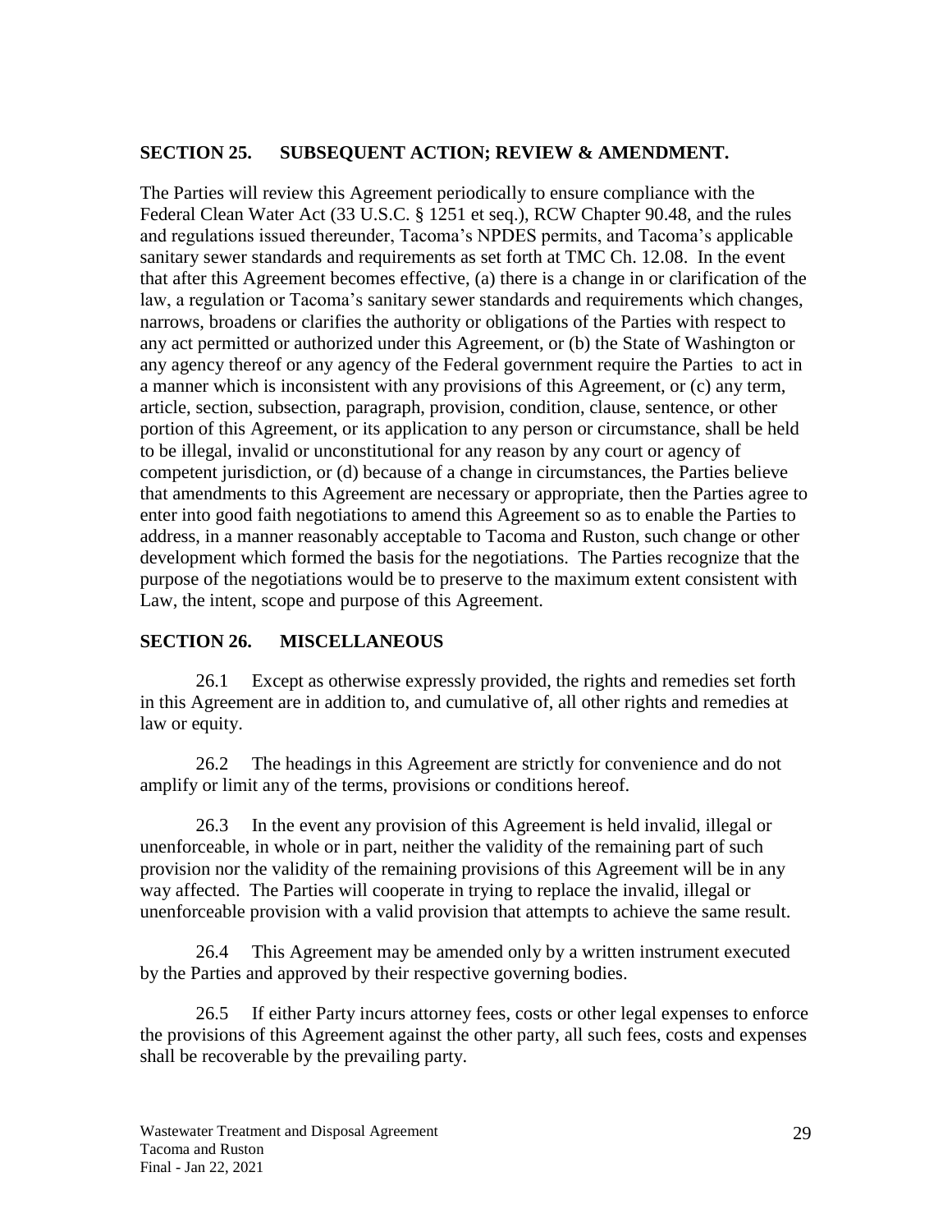## SECTION 25. SUBSEQUENT ACTION; REVIEW & AMENDMENT.

The Parties will review this Agreement periodically to ensure compliance with the Federal Clean Water Act (33 U.S.C. § 1251 et seq.), RCW Chapter 90.48, and the rules and regulations issued thereunder, Tacoma's NPDES permits, and Tacoma's applicable sanitary sewer standards and requirements as set forth at TMC Ch. 12.08. In the event that after this Agreement becomes effective, (a) there is a change in or clarification of the law, a regulation or Tacoma's sanitary sewer standards and requirements which changes, narrows, broadens or clarifies the authority or obligations of the Parties with respect to any act permitted or authorized under this Agreement, or (b) the State of Washington or any agency thereof or any agency of the Federal government require the Parties to act in a manner which is inconsistent with any provisions of this Agreement, or (c) any term, article, section, subsection, paragraph, provision, condition, clause, sentence, or other portion of this Agreement, or its application to any person or circumstance, shall be held to be illegal, invalid or unconstitutional for any reason by any court or agency of competent jurisdiction, or (d) because of a change in circumstances, the Parties believe that amendments to this Agreement are necessary or appropriate, then the Parties agree to enter into good faith negotiations to amend this Agreement so as to enable the Parties to address, in a manner reasonably acceptable to Tacoma and Ruston, such change or other development which formed the basis for the negotiations. The Parties recognize that the purpose of the negotiations would be to preserve to the maximum extent consistent with Law, the intent, scope and purpose of this Agreement.

## SECTION 26. MISCELLANEOUS

26.1 Except as otherwise expressly provided, the rights and remedies set forth in this Agreement are in addition to, and cumulative of, all other rights and remedies at law or equity.

26.2 The headings in this Agreement are strictly for convenience and do not amplify or limit any of the terms, provisions or conditions hereof.

26.3 In the event any provision of this Agreement is held invalid, illegal or unenforceable, in whole or in part, neither the validity of the remaining part of such provision nor the validity of the remaining provisions of this Agreement will be in any way affected. The Parties will cooperate in trying to replace the invalid, illegal or unenforceable provision with a valid provision that attempts to achieve the same result.

26.4 This Agreement may be amended only by a written instrument executed by the Parties and approved by their respective governing bodies.

26.5 If either Party incurs attorney fees, costs or other legal expenses to enforce the provisions of this Agreement against the other party, all such fees, costs and expenses shall be recoverable by the prevailing party.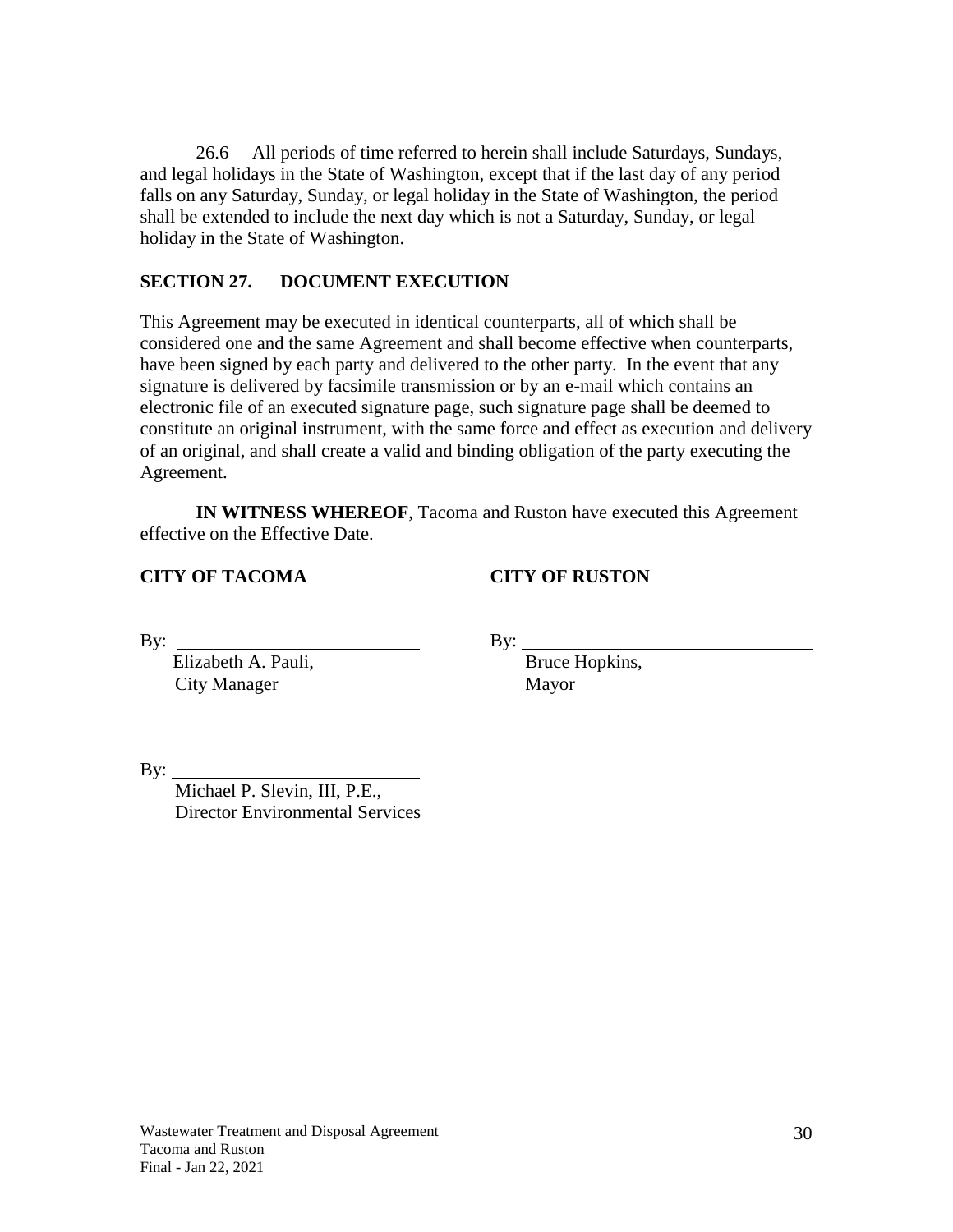26.6 All periods of time referred to herein shall include Saturdays, Sundays, and legal holidays in the State of Washington, except that if the last day of any period falls on any Saturday, Sunday, or legal holiday in the State of Washington, the period shall be extended to include the next day which is not a Saturday, Sunday, or legal holiday in the State of Washington.

## SECTION 27. DOCUMENT EXECUTION

This Agreement may be executed in identical counterparts, all of which shall be considered one and the same Agreement and shall become effective when counterparts, have been signed by each party and delivered to the other party. In the event that any signature is delivered by facsimile transmission or by an e-mail which contains an electronic file of an executed signature page, such signature page shall be deemed to constitute an original instrument, with the same force and effect as execution and delivery of an original, and shall create a valid and binding obligation of the party executing the Agreement.

**IN WITNESS WHEREOF**, Tacoma and Ruston have executed this Agreement effective on the Effective Date.

**CITY OF TACOMA**

By: ___________________________
Elizabeth A. Pauli,
City Manager

By: ___________________________
Michael P. Slevin, III, P.E.,
Director Environmental Services

**CITY OF RUSTON**

By: ________________________________
Bruce Hopkins,
Mayor

Wastewater Treatment and Disposal Agreement
Tacoma and Ruston
Final - Jan 22, 2021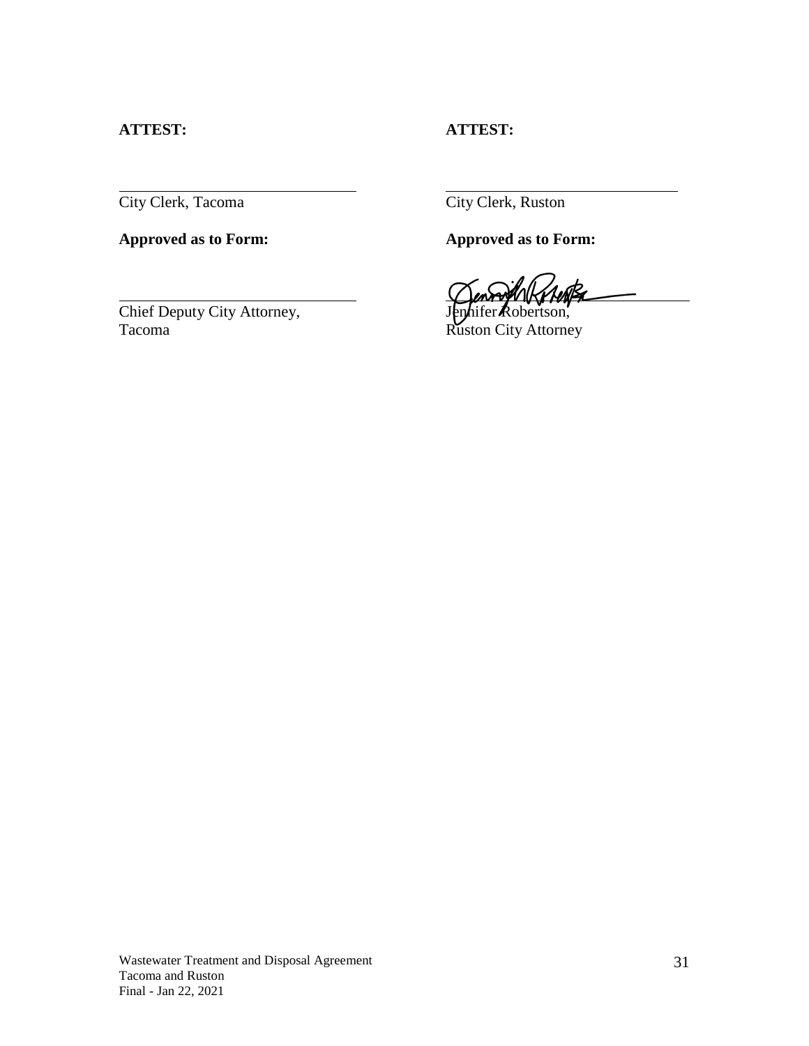**ATTEST:**

\_\_\_\_\_\_\_\_\_\_\_\_\_\_\_\_\_\_\_\_\_\_\_\_\_\_\_\_
City Clerk, Tacoma

**Approved as to Form:**

\_\_\_\_\_\_\_\_\_\_\_\_\_\_\_\_\_\_\_\_\_\_\_\_\_\_\_\_
Chief Deputy City Attorney,
Tacoma

**ATTEST:**

\_\_\_\_\_\_\_\_\_\_\_\_\_\_\_\_\_\_\_\_\_\_\_\_\_\_\_\_
City Clerk, Ruston

**Approved as to Form:**

\_\_\_\_\_\_\_\_\_\_\_\_\_\_\_\_\_\_\_\_\_\_\_\_\_\_\_\_
Jennifer Robertson,
Ruston City Attorney

Wastewater Treatment and Disposal Agreement
Tacoma and Ruston
Final - Jan 22, 2021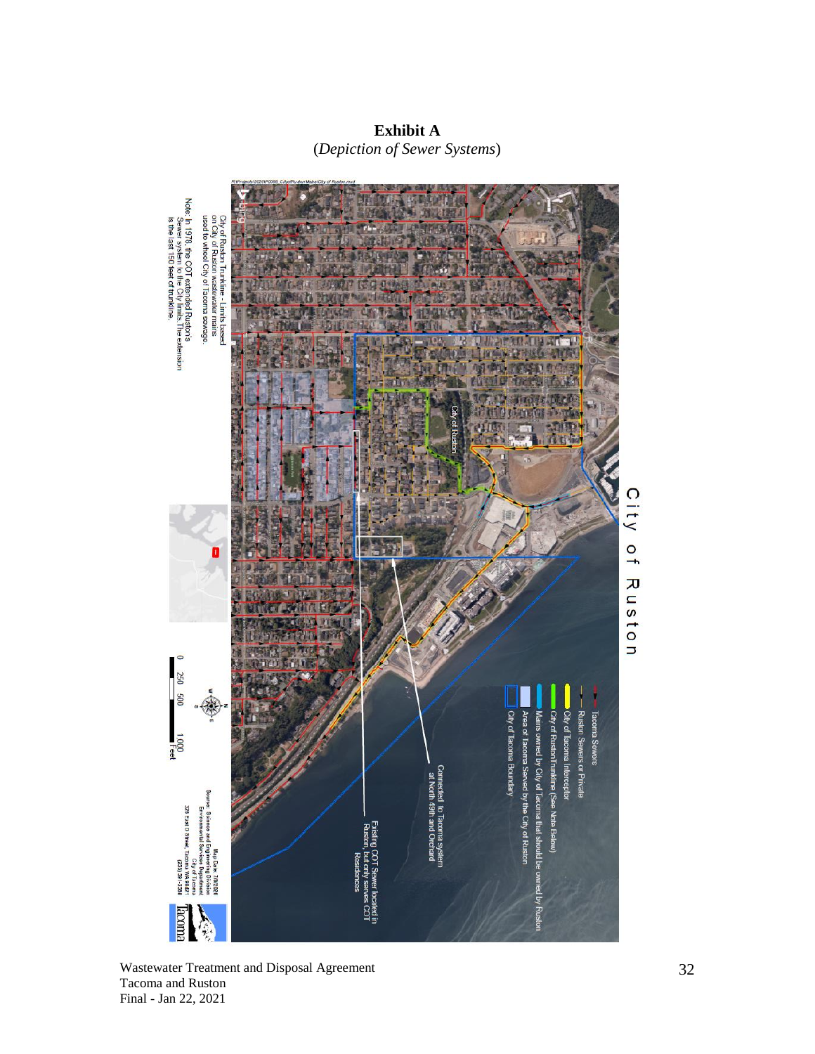**Exhibit A**

(*Depiction of Sewer Systems*)

City of Ruston

Tacoma Sewers

Ruston Sewers or Private

City of Tacoma Interceptor

City of Ruston Trunkline (See Note Below)

Mains owned by City of Tacoma that should be owned by Ruston

Area of Tacoma Served by the City of Ruston

City of Tacoma Boundary

City of Ruston

Connected to Tacoma system at North 49th and Orchard

Existing COT Sewer located in Ruston, but only serves COT Residences

City of Ruston Trunkline - Limits based on City of Ruston wastewater mains used to wheel City of Tacoma sewage.

Note: In 1978, the COT extended Ruston's Sewer system to the City limits. The extension is the last 150 feet of trunkline.

0 250 500 1,000 Feet

Map Date: 7/8/2020
Source: Science and Engineering Division
Environmental Services Department
City of Tacoma
326 East D Street, Tacoma WA 98421
(253) 591-5588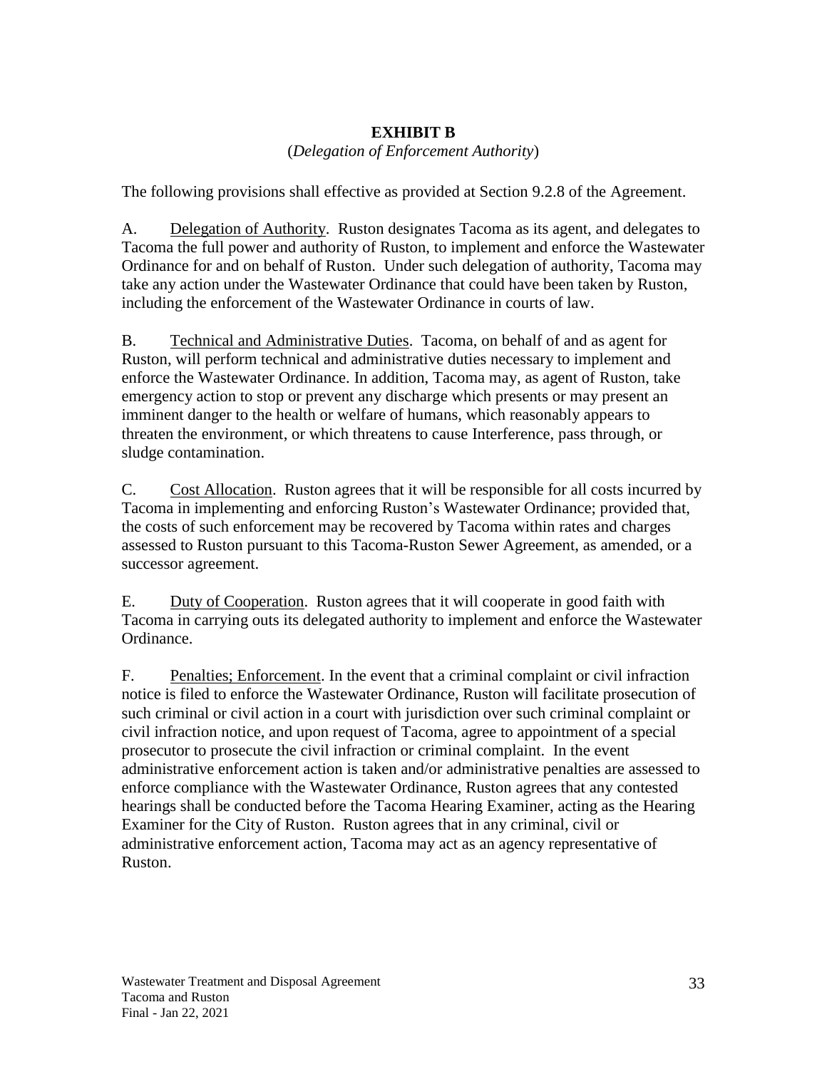# EXHIBIT B

(*Delegation of Enforcement Authority*)

The following provisions shall effective as provided at Section 9.2.8 of the Agreement.

A. Delegation of Authority. Ruston designates Tacoma as its agent, and delegates to Tacoma the full power and authority of Ruston, to implement and enforce the Wastewater Ordinance for and on behalf of Ruston. Under such delegation of authority, Tacoma may take any action under the Wastewater Ordinance that could have been taken by Ruston, including the enforcement of the Wastewater Ordinance in courts of law.

B. Technical and Administrative Duties. Tacoma, on behalf of and as agent for Ruston, will perform technical and administrative duties necessary to implement and enforce the Wastewater Ordinance. In addition, Tacoma may, as agent of Ruston, take emergency action to stop or prevent any discharge which presents or may present an imminent danger to the health or welfare of humans, which reasonably appears to threaten the environment, or which threatens to cause Interference, pass through, or sludge contamination.

C. Cost Allocation. Ruston agrees that it will be responsible for all costs incurred by Tacoma in implementing and enforcing Ruston's Wastewater Ordinance; provided that, the costs of such enforcement may be recovered by Tacoma within rates and charges assessed to Ruston pursuant to this Tacoma-Ruston Sewer Agreement, as amended, or a successor agreement.

E. Duty of Cooperation. Ruston agrees that it will cooperate in good faith with Tacoma in carrying outs its delegated authority to implement and enforce the Wastewater Ordinance.

F. Penalties; Enforcement. In the event that a criminal complaint or civil infraction notice is filed to enforce the Wastewater Ordinance, Ruston will facilitate prosecution of such criminal or civil action in a court with jurisdiction over such criminal complaint or civil infraction notice, and upon request of Tacoma, agree to appointment of a special prosecutor to prosecute the civil infraction or criminal complaint. In the event administrative enforcement action is taken and/or administrative penalties are assessed to enforce compliance with the Wastewater Ordinance, Ruston agrees that any contested hearings shall be conducted before the Tacoma Hearing Examiner, acting as the Hearing Examiner for the City of Ruston. Ruston agrees that in any criminal, civil or administrative enforcement action, Tacoma may act as an agency representative of Ruston.